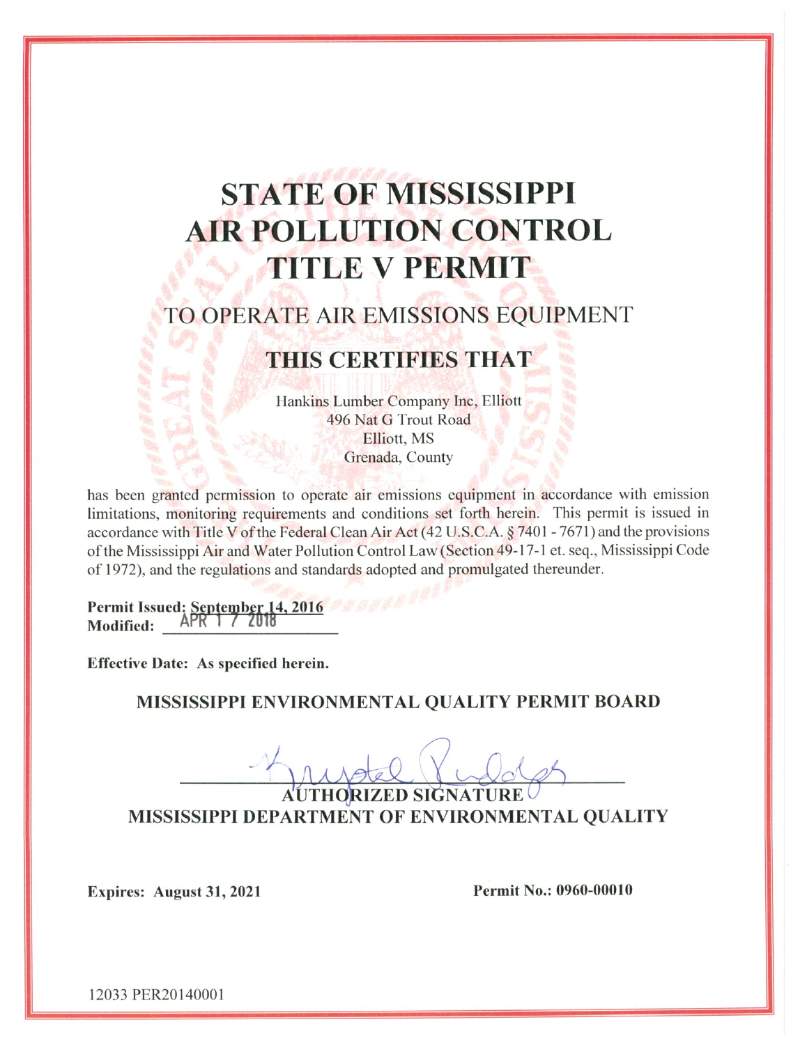# STATE OF MISSISSIPPI AIR POLLUTION CONTROL TITLE V PERMIT

## TO OPERATE AIR EMISSIONS EQUIPMENT

## THIS CERTIFIES THAT

Hankins Lumber Company Inc, Elliott
496 Nat G Trout Road
Elliott, MS
Grenada, County

has been granted permission to operate air emissions equipment in accordance with emission limitations, monitoring requirements and conditions set forth herein. This permit is issued in accordance with Title V of the Federal Clean Air Act (42 U.S.C.A. § 7401 - 7671) and the provisions of the Mississippi Air and Water Pollution Control Law (Section 49-17-1 et. seq., Mississippi Code of 1972), and the regulations and standards adopted and promulgated thereunder.

**Permit Issued:** September 14, 2016
**Modified:** APR 17 2018

**Effective Date: As specified herein.**

**MISSISSIPPI ENVIRONMENTAL QUALITY PERMIT BOARD**

_______________________________
**AUTHORIZED SIGNATURE**
**MISSISSIPPI DEPARTMENT OF ENVIRONMENTAL QUALITY**

**Expires: August 31, 2021**

**Permit No.: 0960-00010**

12033 PER20140001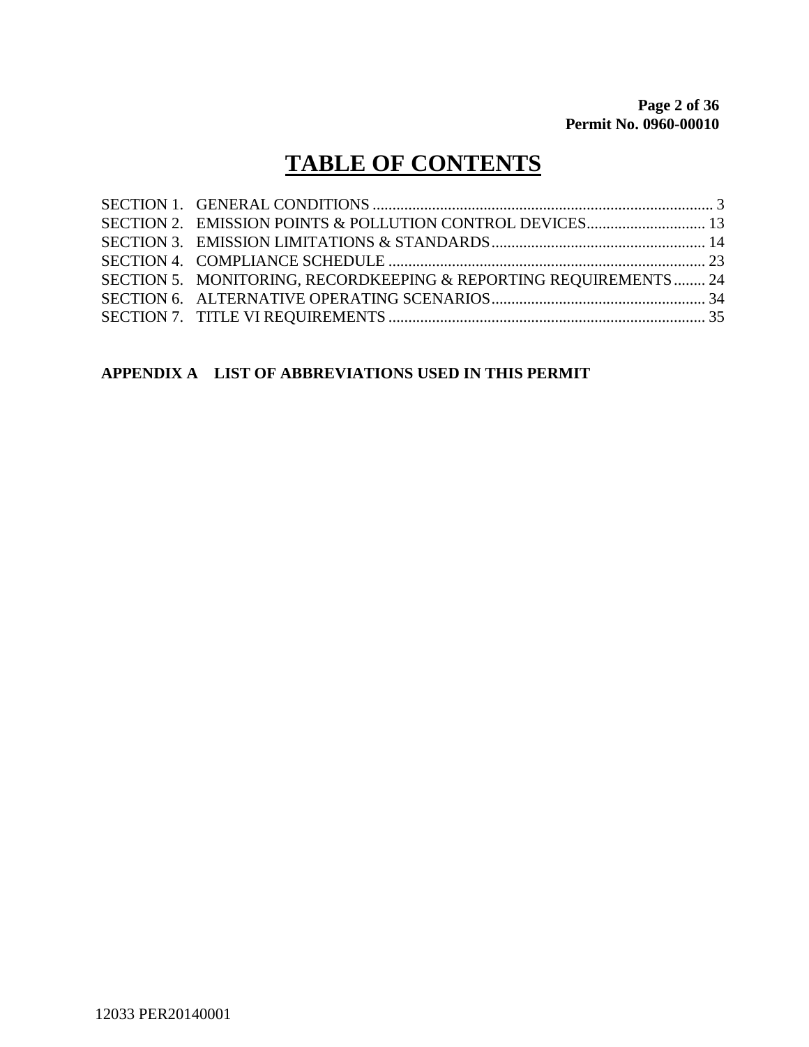# TABLE OF CONTENTS

SECTION 1. GENERAL CONDITIONS ..................................................................................... 3
SECTION 2. EMISSION POINTS & POLLUTION CONTROL DEVICES.............................. 13
SECTION 3. EMISSION LIMITATIONS & STANDARDS...................................................... 14
SECTION 4. COMPLIANCE SCHEDULE ................................................................................ 23
SECTION 5. MONITORING, RECORDKEEPING & REPORTING REQUIREMENTS........ 24
SECTION 6. ALTERNATIVE OPERATING SCENARIOS...................................................... 34
SECTION 7. TITLE VI REQUIREMENTS ................................................................................ 35

**APPENDIX A LIST OF ABBREVIATIONS USED IN THIS PERMIT**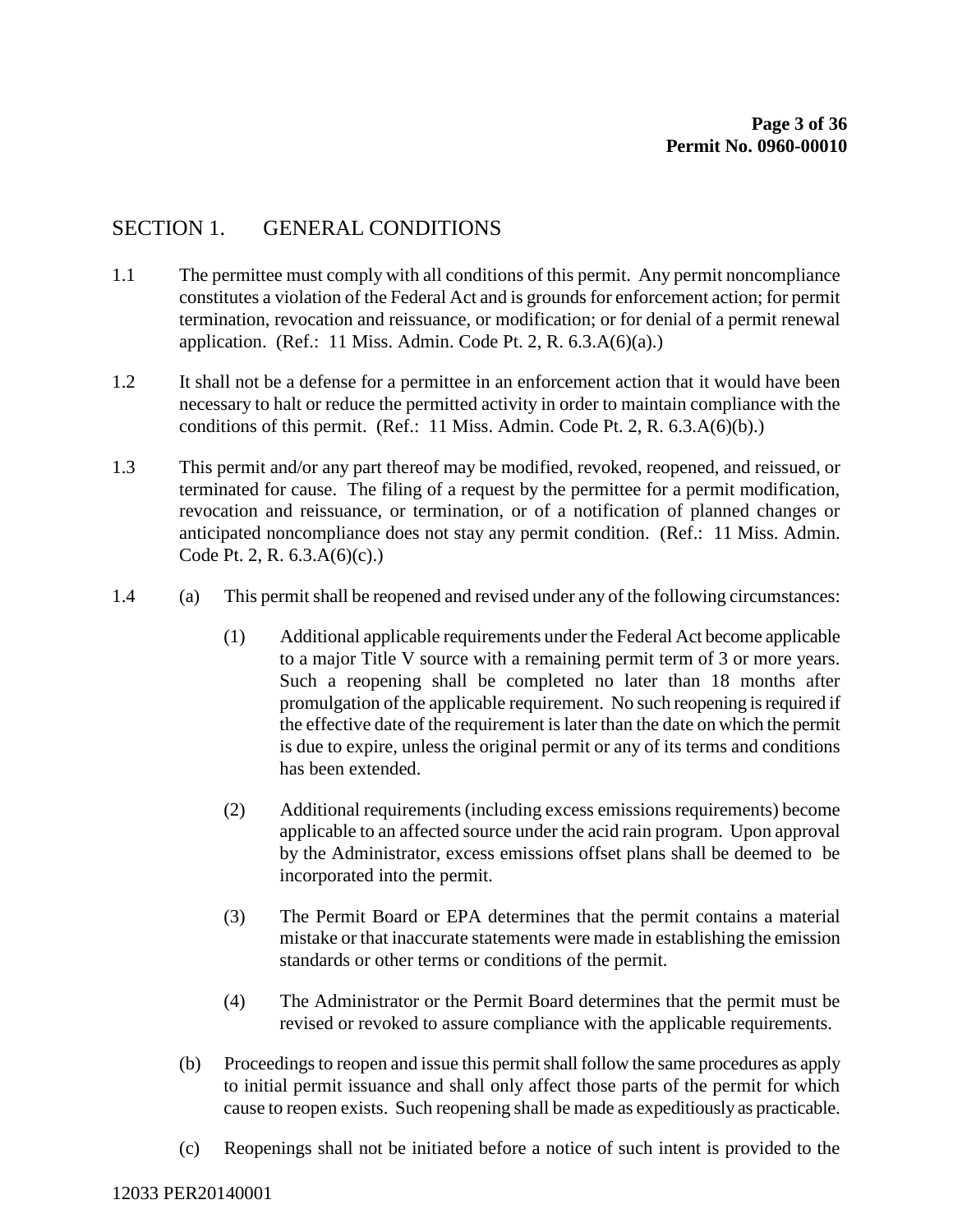## SECTION 1. GENERAL CONDITIONS

1.1 The permittee must comply with all conditions of this permit. Any permit noncompliance constitutes a violation of the Federal Act and is grounds for enforcement action; for permit termination, revocation and reissuance, or modification; or for denial of a permit renewal application. (Ref.: 11 Miss. Admin. Code Pt. 2, R. 6.3.A(6)(a).)

1.2 It shall not be a defense for a permittee in an enforcement action that it would have been necessary to halt or reduce the permitted activity in order to maintain compliance with the conditions of this permit. (Ref.: 11 Miss. Admin. Code Pt. 2, R. 6.3.A(6)(b).)

1.3 This permit and/or any part thereof may be modified, revoked, reopened, and reissued, or terminated for cause. The filing of a request by the permittee for a permit modification, revocation and reissuance, or termination, or of a notification of planned changes or anticipated noncompliance does not stay any permit condition. (Ref.: 11 Miss. Admin. Code Pt. 2, R. 6.3.A(6)(c).)

1.4 (a) This permit shall be reopened and revised under any of the following circumstances:

(1) Additional applicable requirements under the Federal Act become applicable to a major Title V source with a remaining permit term of 3 or more years. Such a reopening shall be completed no later than 18 months after promulgation of the applicable requirement. No such reopening is required if the effective date of the requirement is later than the date on which the permit is due to expire, unless the original permit or any of its terms and conditions has been extended.

(2) Additional requirements (including excess emissions requirements) become applicable to an affected source under the acid rain program. Upon approval by the Administrator, excess emissions offset plans shall be deemed to be incorporated into the permit.

(3) The Permit Board or EPA determines that the permit contains a material mistake or that inaccurate statements were made in establishing the emission standards or other terms or conditions of the permit.

(4) The Administrator or the Permit Board determines that the permit must be revised or revoked to assure compliance with the applicable requirements.

(b) Proceedings to reopen and issue this permit shall follow the same procedures as apply to initial permit issuance and shall only affect those parts of the permit for which cause to reopen exists. Such reopening shall be made as expeditiously as practicable.

(c) Reopenings shall not be initiated before a notice of such intent is provided to the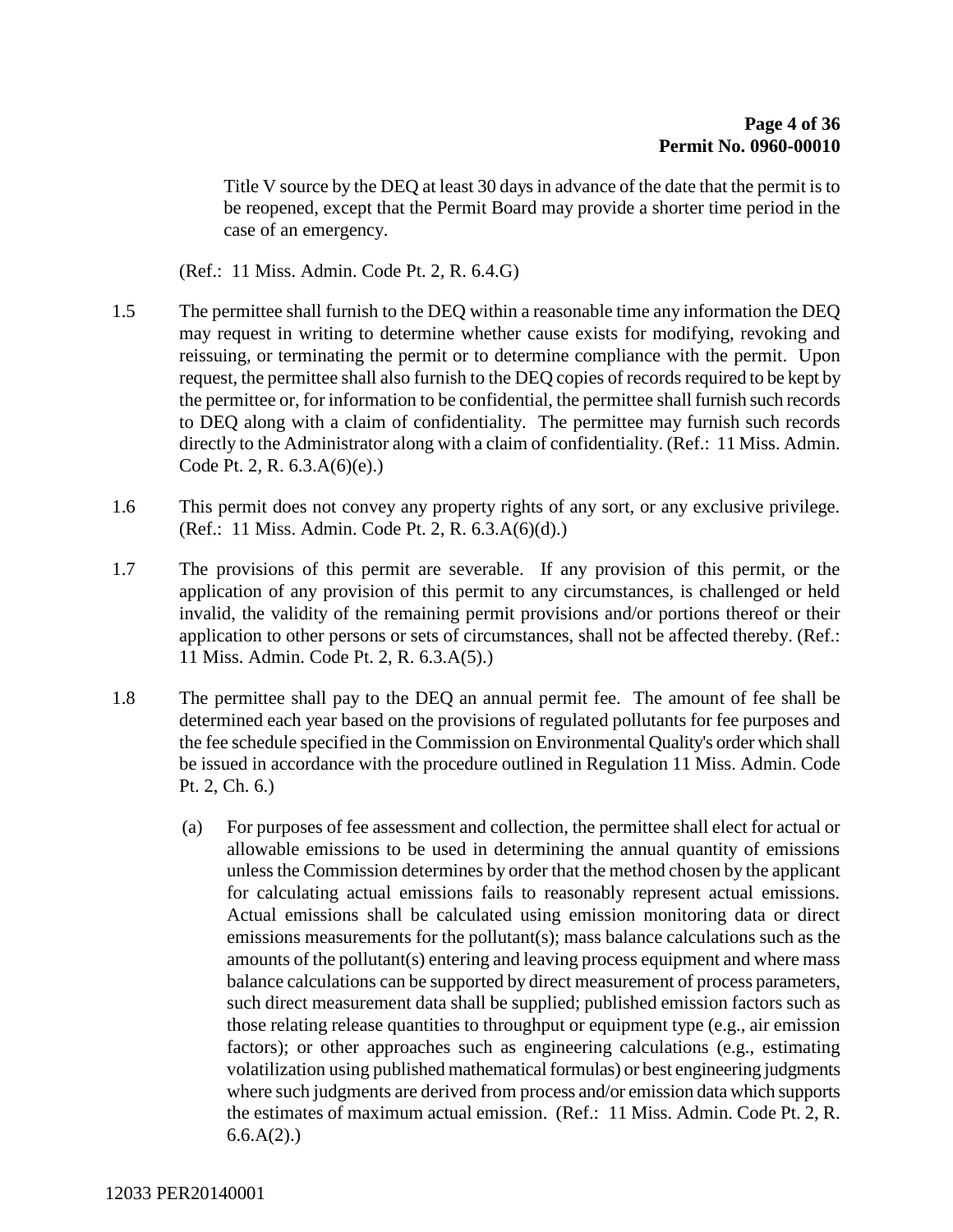Title V source by the DEQ at least 30 days in advance of the date that the permit is to be reopened, except that the Permit Board may provide a shorter time period in the case of an emergency.

(Ref.: 11 Miss. Admin. Code Pt. 2, R. 6.4.G)

1.5 The permittee shall furnish to the DEQ within a reasonable time any information the DEQ may request in writing to determine whether cause exists for modifying, revoking and reissuing, or terminating the permit or to determine compliance with the permit. Upon request, the permittee shall also furnish to the DEQ copies of records required to be kept by the permittee or, for information to be confidential, the permittee shall furnish such records to DEQ along with a claim of confidentiality. The permittee may furnish such records directly to the Administrator along with a claim of confidentiality. (Ref.: 11 Miss. Admin. Code Pt. 2, R. 6.3.A(6)(e).)

1.6 This permit does not convey any property rights of any sort, or any exclusive privilege. (Ref.: 11 Miss. Admin. Code Pt. 2, R. 6.3.A(6)(d).)

1.7 The provisions of this permit are severable. If any provision of this permit, or the application of any provision of this permit to any circumstances, is challenged or held invalid, the validity of the remaining permit provisions and/or portions thereof or their application to other persons or sets of circumstances, shall not be affected thereby. (Ref.: 11 Miss. Admin. Code Pt. 2, R. 6.3.A(5).)

1.8 The permittee shall pay to the DEQ an annual permit fee. The amount of fee shall be determined each year based on the provisions of regulated pollutants for fee purposes and the fee schedule specified in the Commission on Environmental Quality's order which shall be issued in accordance with the procedure outlined in Regulation 11 Miss. Admin. Code Pt. 2, Ch. 6.)

(a) For purposes of fee assessment and collection, the permittee shall elect for actual or allowable emissions to be used in determining the annual quantity of emissions unless the Commission determines by order that the method chosen by the applicant for calculating actual emissions fails to reasonably represent actual emissions. Actual emissions shall be calculated using emission monitoring data or direct emissions measurements for the pollutant(s); mass balance calculations such as the amounts of the pollutant(s) entering and leaving process equipment and where mass balance calculations can be supported by direct measurement of process parameters, such direct measurement data shall be supplied; published emission factors such as those relating release quantities to throughput or equipment type (e.g., air emission factors); or other approaches such as engineering calculations (e.g., estimating volatilization using published mathematical formulas) or best engineering judgments where such judgments are derived from process and/or emission data which supports the estimates of maximum actual emission. (Ref.: 11 Miss. Admin. Code Pt. 2, R. 6.6.A(2).)

12033 PER20140001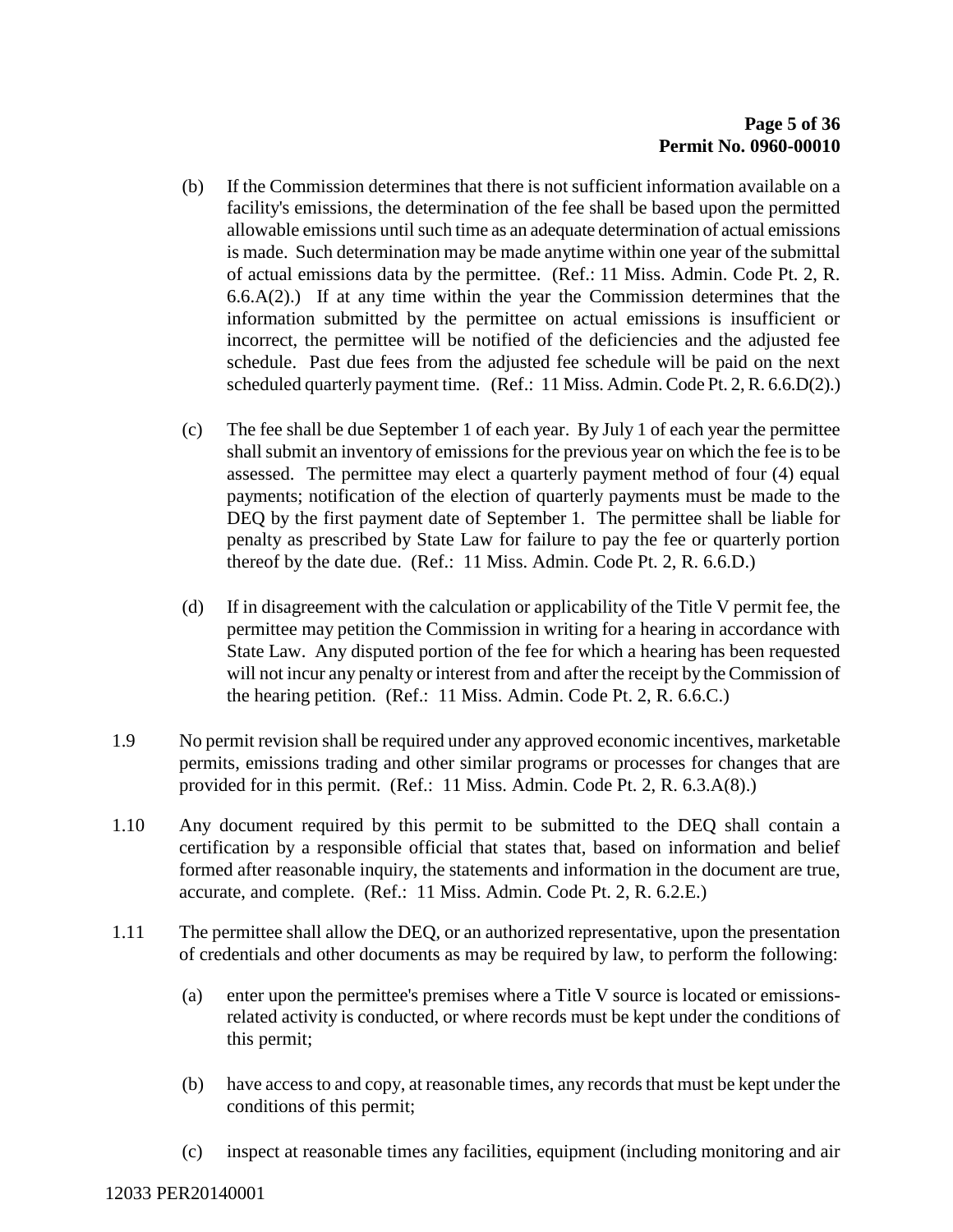(b) If the Commission determines that there is not sufficient information available on a facility's emissions, the determination of the fee shall be based upon the permitted allowable emissions until such time as an adequate determination of actual emissions is made. Such determination may be made anytime within one year of the submittal of actual emissions data by the permittee. (Ref.: 11 Miss. Admin. Code Pt. 2, R. 6.6.A(2).) If at any time within the year the Commission determines that the information submitted by the permittee on actual emissions is insufficient or incorrect, the permittee will be notified of the deficiencies and the adjusted fee schedule. Past due fees from the adjusted fee schedule will be paid on the next scheduled quarterly payment time. (Ref.: 11 Miss. Admin. Code Pt. 2, R. 6.6.D(2).)

(c) The fee shall be due September 1 of each year. By July 1 of each year the permittee shall submit an inventory of emissions for the previous year on which the fee is to be assessed. The permittee may elect a quarterly payment method of four (4) equal payments; notification of the election of quarterly payments must be made to the DEQ by the first payment date of September 1. The permittee shall be liable for penalty as prescribed by State Law for failure to pay the fee or quarterly portion thereof by the date due. (Ref.: 11 Miss. Admin. Code Pt. 2, R. 6.6.D.)

(d) If in disagreement with the calculation or applicability of the Title V permit fee, the permittee may petition the Commission in writing for a hearing in accordance with State Law. Any disputed portion of the fee for which a hearing has been requested will not incur any penalty or interest from and after the receipt by the Commission of the hearing petition. (Ref.: 11 Miss. Admin. Code Pt. 2, R. 6.6.C.)

1.9 No permit revision shall be required under any approved economic incentives, marketable permits, emissions trading and other similar programs or processes for changes that are provided for in this permit. (Ref.: 11 Miss. Admin. Code Pt. 2, R. 6.3.A(8).)

1.10 Any document required by this permit to be submitted to the DEQ shall contain a certification by a responsible official that states that, based on information and belief formed after reasonable inquiry, the statements and information in the document are true, accurate, and complete. (Ref.: 11 Miss. Admin. Code Pt. 2, R. 6.2.E.)

1.11 The permittee shall allow the DEQ, or an authorized representative, upon the presentation of credentials and other documents as may be required by law, to perform the following:

(a) enter upon the permittee's premises where a Title V source is located or emissions-related activity is conducted, or where records must be kept under the conditions of this permit;

(b) have access to and copy, at reasonable times, any records that must be kept under the conditions of this permit;

(c) inspect at reasonable times any facilities, equipment (including monitoring and air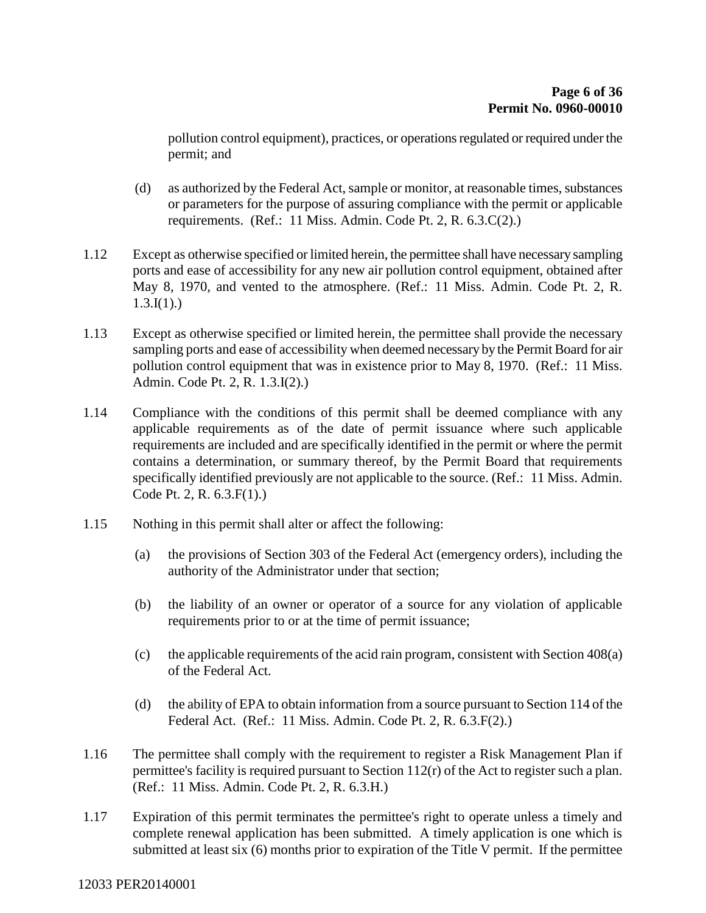pollution control equipment), practices, or operations regulated or required under the permit; and

(d) as authorized by the Federal Act, sample or monitor, at reasonable times, substances or parameters for the purpose of assuring compliance with the permit or applicable requirements. (Ref.: 11 Miss. Admin. Code Pt. 2, R. 6.3.C(2).)

1.12 Except as otherwise specified or limited herein, the permittee shall have necessary sampling ports and ease of accessibility for any new air pollution control equipment, obtained after May 8, 1970, and vented to the atmosphere. (Ref.: 11 Miss. Admin. Code Pt. 2, R. 1.3.I(1).)

1.13 Except as otherwise specified or limited herein, the permittee shall provide the necessary sampling ports and ease of accessibility when deemed necessary by the Permit Board for air pollution control equipment that was in existence prior to May 8, 1970. (Ref.: 11 Miss. Admin. Code Pt. 2, R. 1.3.I(2).)

1.14 Compliance with the conditions of this permit shall be deemed compliance with any applicable requirements as of the date of permit issuance where such applicable requirements are included and are specifically identified in the permit or where the permit contains a determination, or summary thereof, by the Permit Board that requirements specifically identified previously are not applicable to the source. (Ref.: 11 Miss. Admin. Code Pt. 2, R. 6.3.F(1).)

1.15 Nothing in this permit shall alter or affect the following:

(a) the provisions of Section 303 of the Federal Act (emergency orders), including the authority of the Administrator under that section;

(b) the liability of an owner or operator of a source for any violation of applicable requirements prior to or at the time of permit issuance;

(c) the applicable requirements of the acid rain program, consistent with Section 408(a) of the Federal Act.

(d) the ability of EPA to obtain information from a source pursuant to Section 114 of the Federal Act. (Ref.: 11 Miss. Admin. Code Pt. 2, R. 6.3.F(2).)

1.16 The permittee shall comply with the requirement to register a Risk Management Plan if permittee's facility is required pursuant to Section 112(r) of the Act to register such a plan. (Ref.: 11 Miss. Admin. Code Pt. 2, R. 6.3.H.)

1.17 Expiration of this permit terminates the permittee's right to operate unless a timely and complete renewal application has been submitted. A timely application is one which is submitted at least six (6) months prior to expiration of the Title V permit. If the permittee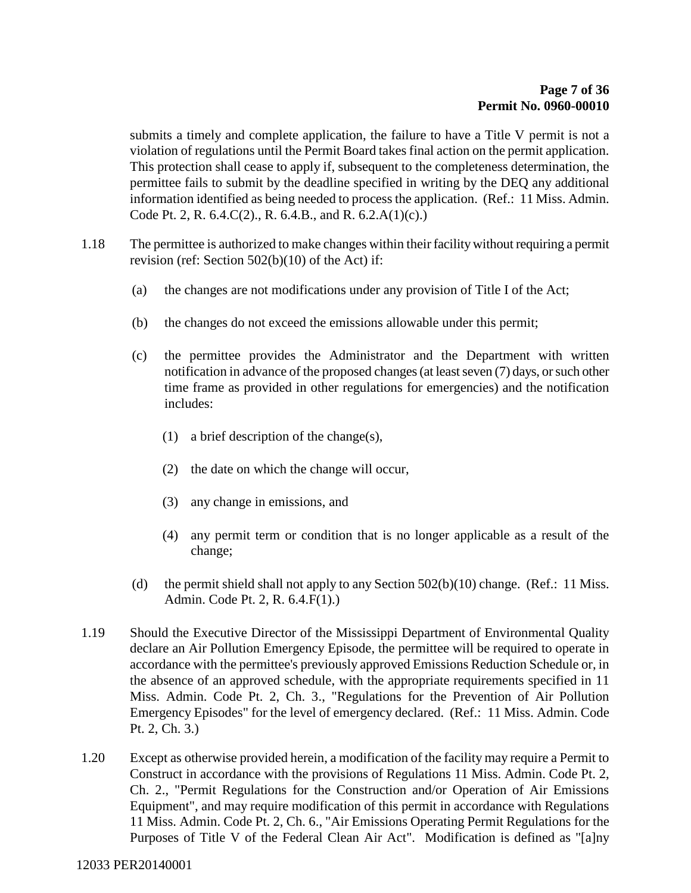submits a timely and complete application, the failure to have a Title V permit is not a violation of regulations until the Permit Board takes final action on the permit application. This protection shall cease to apply if, subsequent to the completeness determination, the permittee fails to submit by the deadline specified in writing by the DEQ any additional information identified as being needed to process the application. (Ref.: 11 Miss. Admin. Code Pt. 2, R. 6.4.C(2)., R. 6.4.B., and R. 6.2.A(1)(c).)

1.18 The permittee is authorized to make changes within their facility without requiring a permit revision (ref: Section 502(b)(10) of the Act) if:

(a) the changes are not modifications under any provision of Title I of the Act;

(b) the changes do not exceed the emissions allowable under this permit;

(c) the permittee provides the Administrator and the Department with written notification in advance of the proposed changes (at least seven (7) days, or such other time frame as provided in other regulations for emergencies) and the notification includes:

(1) a brief description of the change(s),

(2) the date on which the change will occur,

(3) any change in emissions, and

(4) any permit term or condition that is no longer applicable as a result of the change;

(d) the permit shield shall not apply to any Section 502(b)(10) change. (Ref.: 11 Miss. Admin. Code Pt. 2, R. 6.4.F(1).)

1.19 Should the Executive Director of the Mississippi Department of Environmental Quality declare an Air Pollution Emergency Episode, the permittee will be required to operate in accordance with the permittee's previously approved Emissions Reduction Schedule or, in the absence of an approved schedule, with the appropriate requirements specified in 11 Miss. Admin. Code Pt. 2, Ch. 3., "Regulations for the Prevention of Air Pollution Emergency Episodes" for the level of emergency declared. (Ref.: 11 Miss. Admin. Code Pt. 2, Ch. 3.)

1.20 Except as otherwise provided herein, a modification of the facility may require a Permit to Construct in accordance with the provisions of Regulations 11 Miss. Admin. Code Pt. 2, Ch. 2., "Permit Regulations for the Construction and/or Operation of Air Emissions Equipment", and may require modification of this permit in accordance with Regulations 11 Miss. Admin. Code Pt. 2, Ch. 6., "Air Emissions Operating Permit Regulations for the Purposes of Title V of the Federal Clean Air Act". Modification is defined as "[a]ny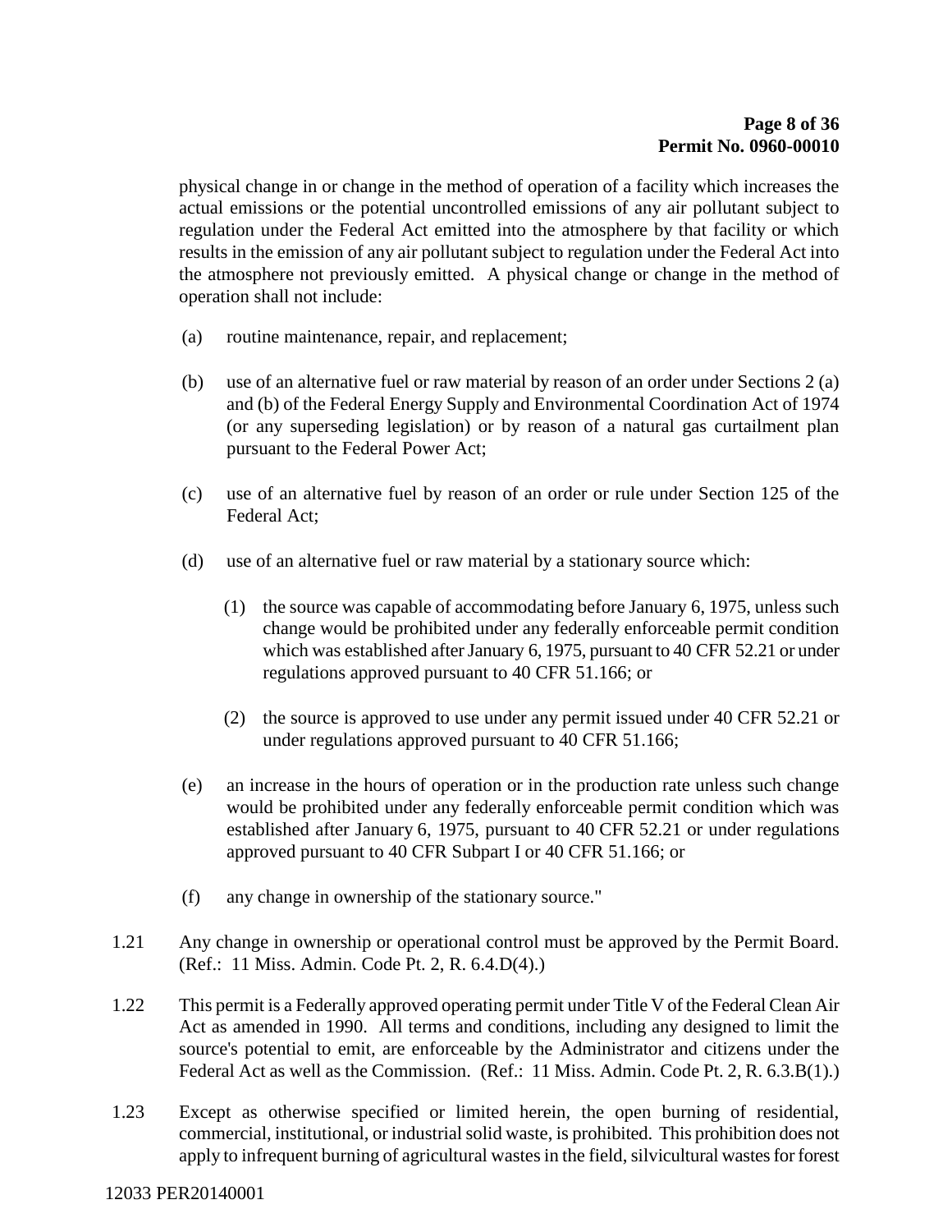physical change in or change in the method of operation of a facility which increases the actual emissions or the potential uncontrolled emissions of any air pollutant subject to regulation under the Federal Act emitted into the atmosphere by that facility or which results in the emission of any air pollutant subject to regulation under the Federal Act into the atmosphere not previously emitted. A physical change or change in the method of operation shall not include:

(a) routine maintenance, repair, and replacement;

(b) use of an alternative fuel or raw material by reason of an order under Sections 2 (a) and (b) of the Federal Energy Supply and Environmental Coordination Act of 1974 (or any superseding legislation) or by reason of a natural gas curtailment plan pursuant to the Federal Power Act;

(c) use of an alternative fuel by reason of an order or rule under Section 125 of the Federal Act;

(d) use of an alternative fuel or raw material by a stationary source which:

(1) the source was capable of accommodating before January 6, 1975, unless such change would be prohibited under any federally enforceable permit condition which was established after January 6, 1975, pursuant to 40 CFR 52.21 or under regulations approved pursuant to 40 CFR 51.166; or

(2) the source is approved to use under any permit issued under 40 CFR 52.21 or under regulations approved pursuant to 40 CFR 51.166;

(e) an increase in the hours of operation or in the production rate unless such change would be prohibited under any federally enforceable permit condition which was established after January 6, 1975, pursuant to 40 CFR 52.21 or under regulations approved pursuant to 40 CFR Subpart I or 40 CFR 51.166; or

(f) any change in ownership of the stationary source."

1.21 Any change in ownership or operational control must be approved by the Permit Board. (Ref.: 11 Miss. Admin. Code Pt. 2, R. 6.4.D(4).)

1.22 This permit is a Federally approved operating permit under Title V of the Federal Clean Air Act as amended in 1990. All terms and conditions, including any designed to limit the source's potential to emit, are enforceable by the Administrator and citizens under the Federal Act as well as the Commission. (Ref.: 11 Miss. Admin. Code Pt. 2, R. 6.3.B(1).)

1.23 Except as otherwise specified or limited herein, the open burning of residential, commercial, institutional, or industrial solid waste, is prohibited. This prohibition does not apply to infrequent burning of agricultural wastes in the field, silvicultural wastes for forest

12033 PER20140001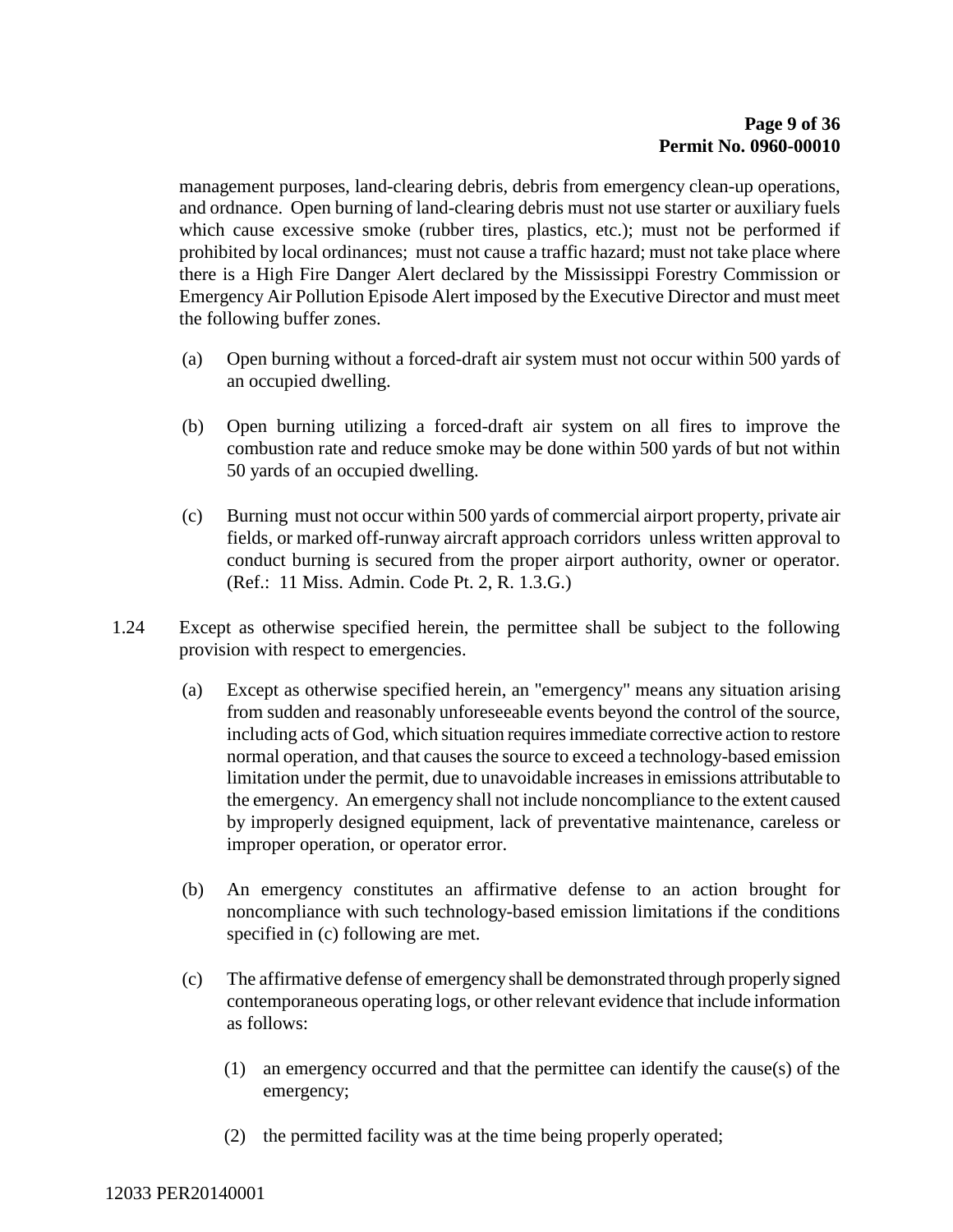management purposes, land-clearing debris, debris from emergency clean-up operations, and ordnance. Open burning of land-clearing debris must not use starter or auxiliary fuels which cause excessive smoke (rubber tires, plastics, etc.); must not be performed if prohibited by local ordinances; must not cause a traffic hazard; must not take place where there is a High Fire Danger Alert declared by the Mississippi Forestry Commission or Emergency Air Pollution Episode Alert imposed by the Executive Director and must meet the following buffer zones.

(a) Open burning without a forced-draft air system must not occur within 500 yards of an occupied dwelling.

(b) Open burning utilizing a forced-draft air system on all fires to improve the combustion rate and reduce smoke may be done within 500 yards of but not within 50 yards of an occupied dwelling.

(c) Burning must not occur within 500 yards of commercial airport property, private air fields, or marked off-runway aircraft approach corridors unless written approval to conduct burning is secured from the proper airport authority, owner or operator. (Ref.: 11 Miss. Admin. Code Pt. 2, R. 1.3.G.)

1.24 Except as otherwise specified herein, the permittee shall be subject to the following provision with respect to emergencies.

(a) Except as otherwise specified herein, an "emergency" means any situation arising from sudden and reasonably unforeseeable events beyond the control of the source, including acts of God, which situation requires immediate corrective action to restore normal operation, and that causes the source to exceed a technology-based emission limitation under the permit, due to unavoidable increases in emissions attributable to the emergency. An emergency shall not include noncompliance to the extent caused by improperly designed equipment, lack of preventative maintenance, careless or improper operation, or operator error.

(b) An emergency constitutes an affirmative defense to an action brought for noncompliance with such technology-based emission limitations if the conditions specified in (c) following are met.

(c) The affirmative defense of emergency shall be demonstrated through properly signed contemporaneous operating logs, or other relevant evidence that include information as follows:

(1) an emergency occurred and that the permittee can identify the cause(s) of the emergency;

(2) the permitted facility was at the time being properly operated;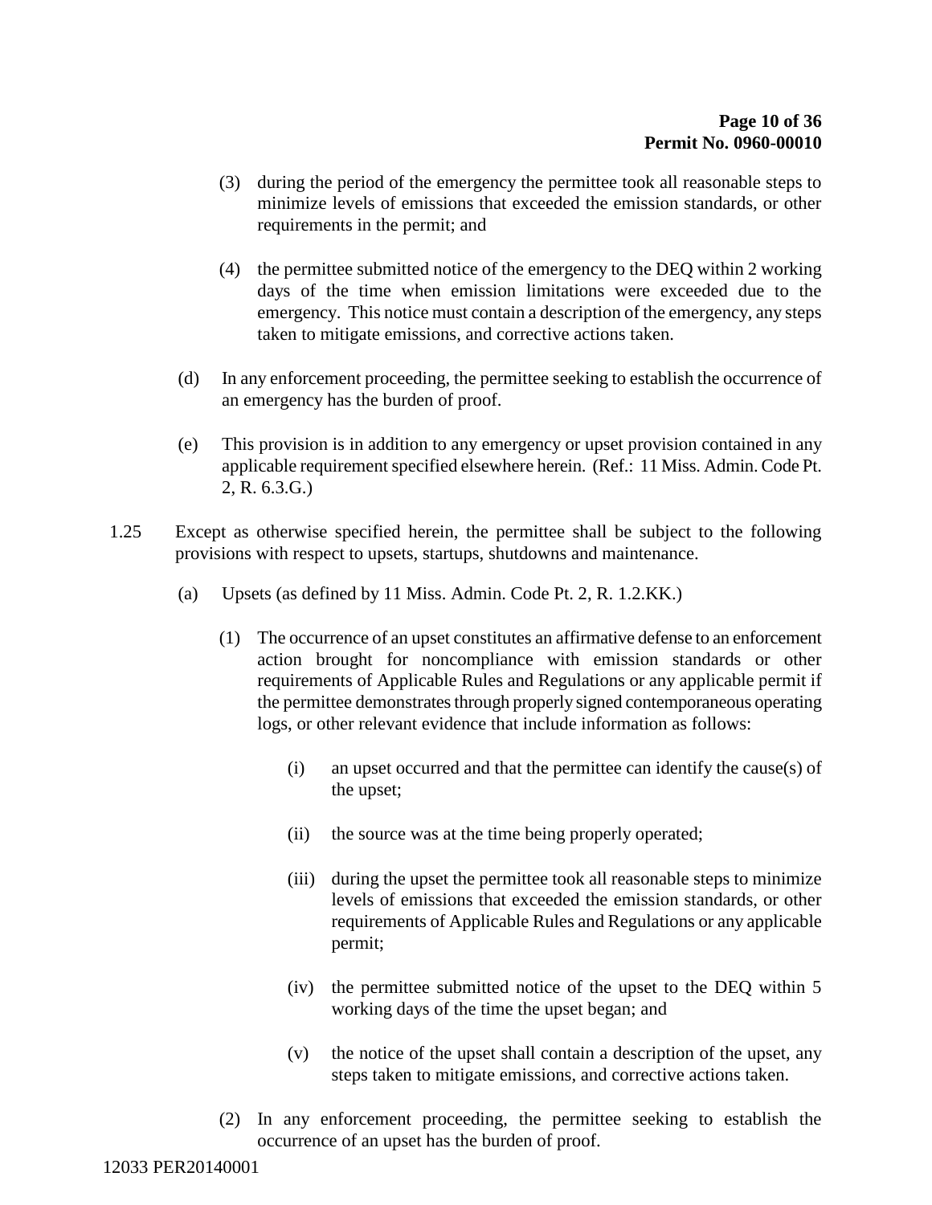(3) during the period of the emergency the permittee took all reasonable steps to minimize levels of emissions that exceeded the emission standards, or other requirements in the permit; and

(4) the permittee submitted notice of the emergency to the DEQ within 2 working days of the time when emission limitations were exceeded due to the emergency. This notice must contain a description of the emergency, any steps taken to mitigate emissions, and corrective actions taken.

(d) In any enforcement proceeding, the permittee seeking to establish the occurrence of an emergency has the burden of proof.

(e) This provision is in addition to any emergency or upset provision contained in any applicable requirement specified elsewhere herein. (Ref.: 11 Miss. Admin. Code Pt. 2, R. 6.3.G.)

1.25 Except as otherwise specified herein, the permittee shall be subject to the following provisions with respect to upsets, startups, shutdowns and maintenance.

(a) Upsets (as defined by 11 Miss. Admin. Code Pt. 2, R. 1.2.KK.)

(1) The occurrence of an upset constitutes an affirmative defense to an enforcement action brought for noncompliance with emission standards or other requirements of Applicable Rules and Regulations or any applicable permit if the permittee demonstrates through properly signed contemporaneous operating logs, or other relevant evidence that include information as follows:

(i) an upset occurred and that the permittee can identify the cause(s) of the upset;

(ii) the source was at the time being properly operated;

(iii) during the upset the permittee took all reasonable steps to minimize levels of emissions that exceeded the emission standards, or other requirements of Applicable Rules and Regulations or any applicable permit;

(iv) the permittee submitted notice of the upset to the DEQ within 5 working days of the time the upset began; and

(v) the notice of the upset shall contain a description of the upset, any steps taken to mitigate emissions, and corrective actions taken.

(2) In any enforcement proceeding, the permittee seeking to establish the occurrence of an upset has the burden of proof.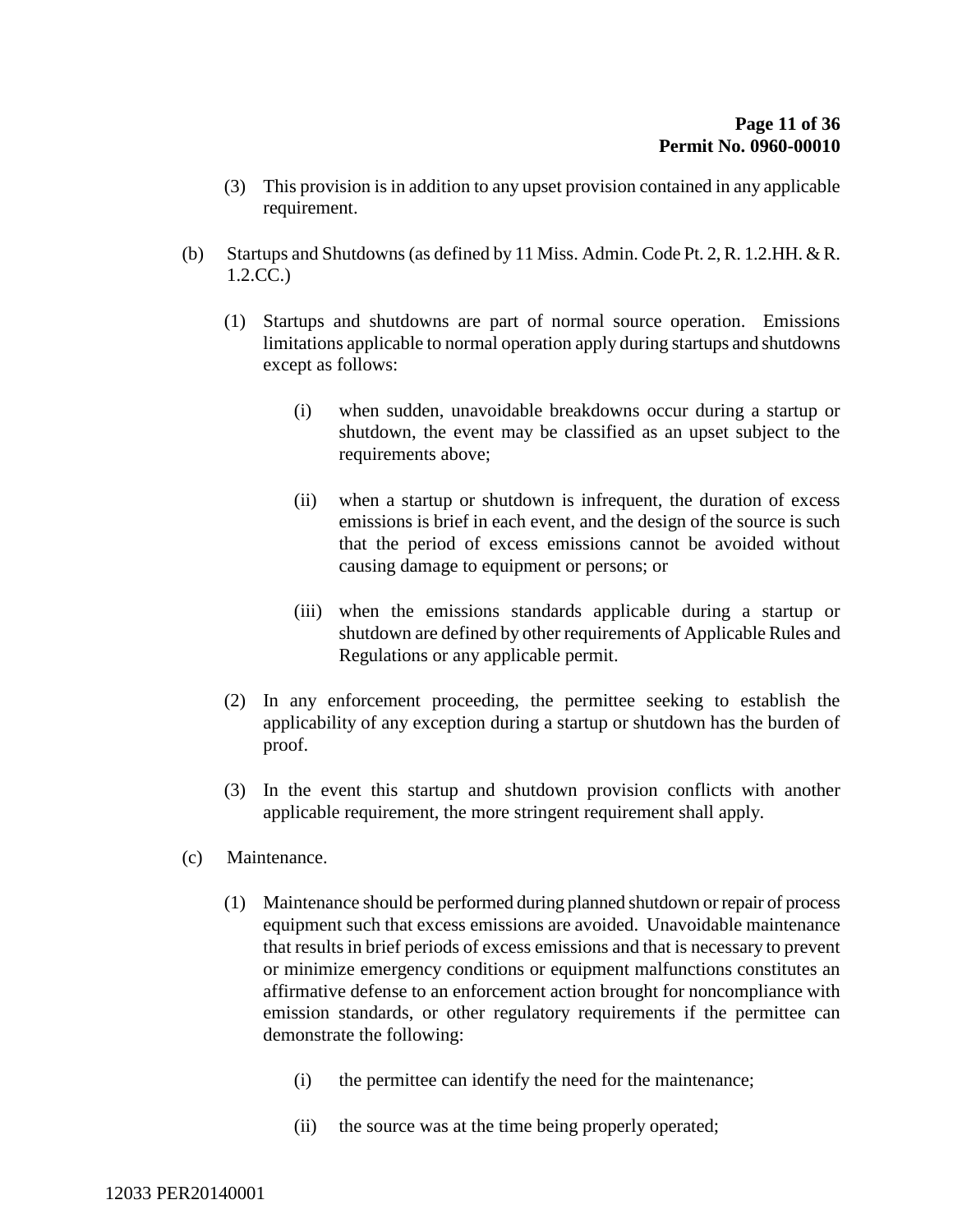(3) This provision is in addition to any upset provision contained in any applicable requirement.

(b) Startups and Shutdowns (as defined by 11 Miss. Admin. Code Pt. 2, R. 1.2.HH. & R. 1.2.CC.)

(1) Startups and shutdowns are part of normal source operation. Emissions limitations applicable to normal operation apply during startups and shutdowns except as follows:

(i) when sudden, unavoidable breakdowns occur during a startup or shutdown, the event may be classified as an upset subject to the requirements above;

(ii) when a startup or shutdown is infrequent, the duration of excess emissions is brief in each event, and the design of the source is such that the period of excess emissions cannot be avoided without causing damage to equipment or persons; or

(iii) when the emissions standards applicable during a startup or shutdown are defined by other requirements of Applicable Rules and Regulations or any applicable permit.

(2) In any enforcement proceeding, the permittee seeking to establish the applicability of any exception during a startup or shutdown has the burden of proof.

(3) In the event this startup and shutdown provision conflicts with another applicable requirement, the more stringent requirement shall apply.

(c) Maintenance.

(1) Maintenance should be performed during planned shutdown or repair of process equipment such that excess emissions are avoided. Unavoidable maintenance that results in brief periods of excess emissions and that is necessary to prevent or minimize emergency conditions or equipment malfunctions constitutes an affirmative defense to an enforcement action brought for noncompliance with emission standards, or other regulatory requirements if the permittee can demonstrate the following:

(i) the permittee can identify the need for the maintenance;

(ii) the source was at the time being properly operated;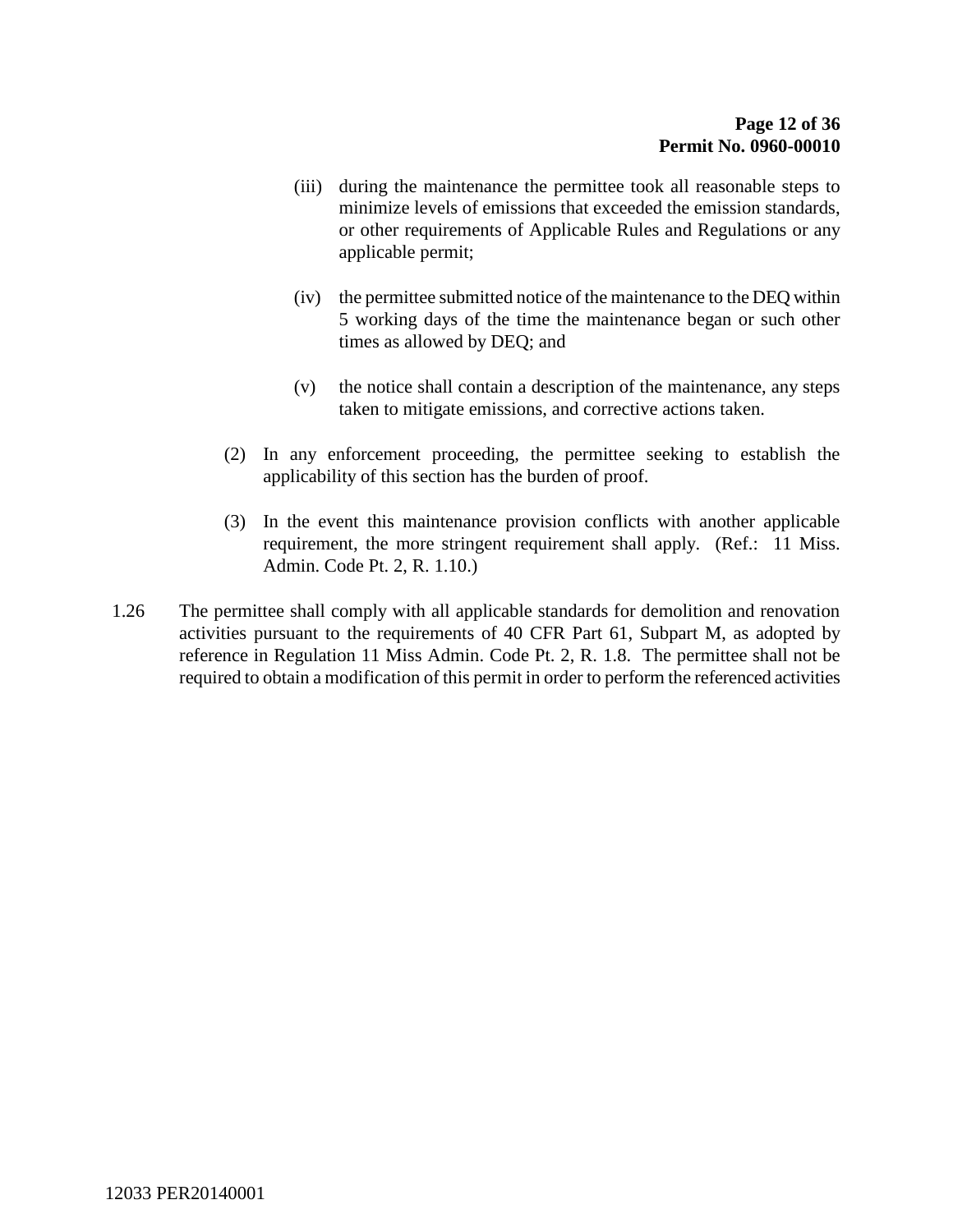(iii) during the maintenance the permittee took all reasonable steps to minimize levels of emissions that exceeded the emission standards, or other requirements of Applicable Rules and Regulations or any applicable permit;

(iv) the permittee submitted notice of the maintenance to the DEQ within 5 working days of the time the maintenance began or such other times as allowed by DEQ; and

(v) the notice shall contain a description of the maintenance, any steps taken to mitigate emissions, and corrective actions taken.

(2) In any enforcement proceeding, the permittee seeking to establish the applicability of this section has the burden of proof.

(3) In the event this maintenance provision conflicts with another applicable requirement, the more stringent requirement shall apply. (Ref.: 11 Miss. Admin. Code Pt. 2, R. 1.10.)

1.26 The permittee shall comply with all applicable standards for demolition and renovation activities pursuant to the requirements of 40 CFR Part 61, Subpart M, as adopted by reference in Regulation 11 Miss Admin. Code Pt. 2, R. 1.8. The permittee shall not be required to obtain a modification of this permit in order to perform the referenced activities

12033 PER20140001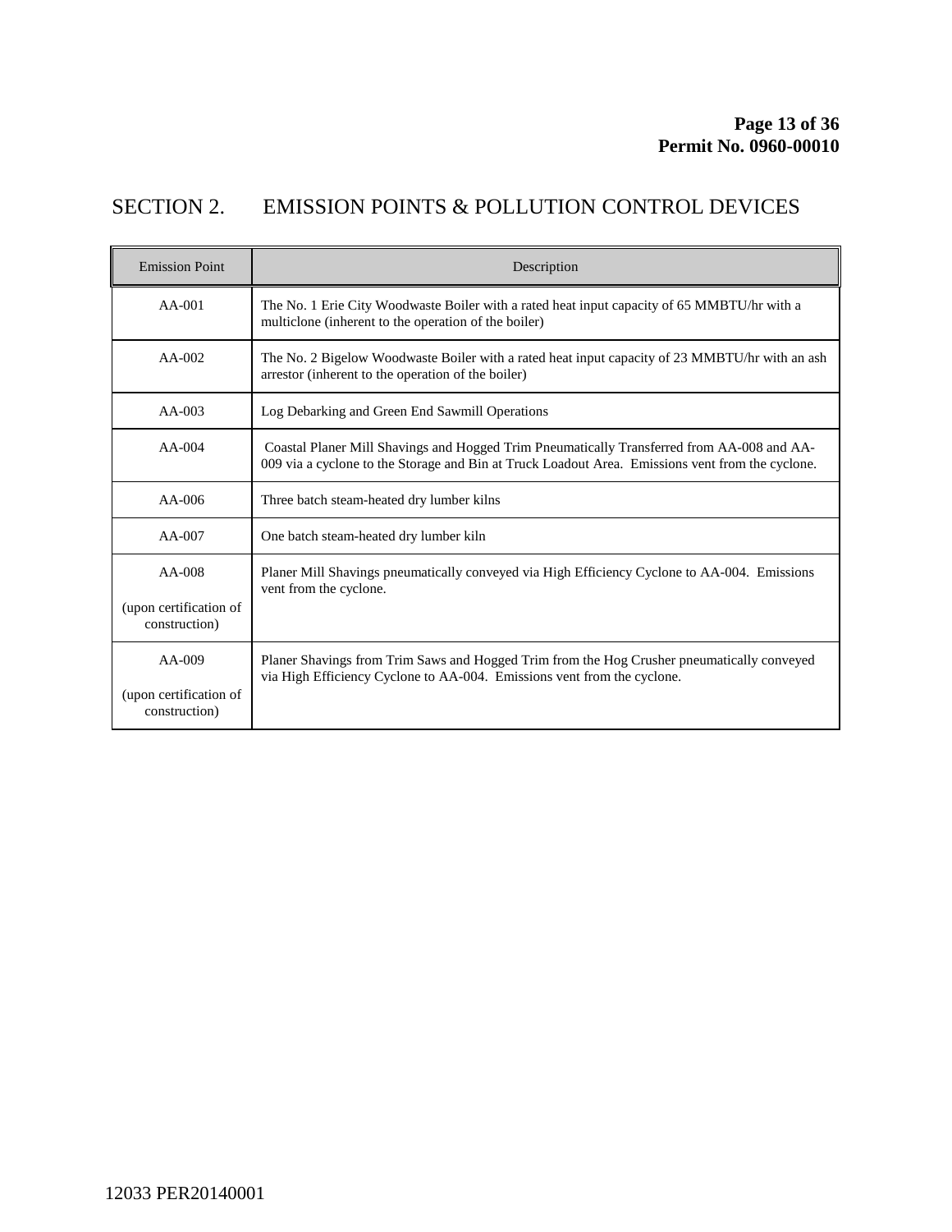# SECTION 2. EMISSION POINTS & POLLUTION CONTROL DEVICES

| Emission Point | Description |
| --- | --- |
| AA-001 | The No. 1 Erie City Woodwaste Boiler with a rated heat input capacity of 65 MMBTU/hr with a multiclone (inherent to the operation of the boiler) |
| AA-002 | The No. 2 Bigelow Woodwaste Boiler with a rated heat input capacity of 23 MMBTU/hr with an ash arrestor (inherent to the operation of the boiler) |
| AA-003 | Log Debarking and Green End Sawmill Operations |
| AA-004 | Coastal Planer Mill Shavings and Hogged Trim Pneumatically Transferred from AA-008 and AA-009 via a cyclone to the Storage and Bin at Truck Loadout Area. Emissions vent from the cyclone. |
| AA-006 | Three batch steam-heated dry lumber kilns |
| AA-007 | One batch steam-heated dry lumber kiln |
| AA-008 (upon certification of construction) | Planer Mill Shavings pneumatically conveyed via High Efficiency Cyclone to AA-004. Emissions vent from the cyclone. |
| AA-009 (upon certification of construction) | Planer Shavings from Trim Saws and Hogged Trim from the Hog Crusher pneumatically conveyed via High Efficiency Cyclone to AA-004. Emissions vent from the cyclone. |

12033 PER20140001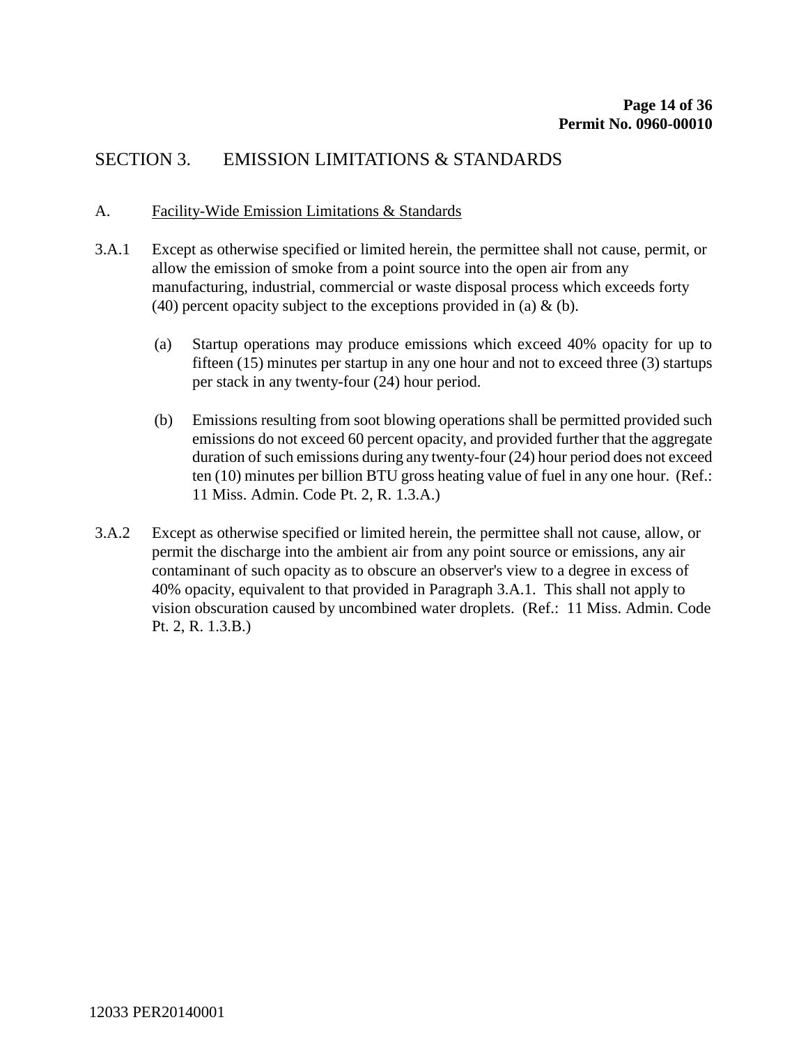# SECTION 3. EMISSION LIMITATIONS & STANDARDS

## A. Facility-Wide Emission Limitations & Standards

3.A.1 Except as otherwise specified or limited herein, the permittee shall not cause, permit, or allow the emission of smoke from a point source into the open air from any manufacturing, industrial, commercial or waste disposal process which exceeds forty (40) percent opacity subject to the exceptions provided in (a) & (b).

(a) Startup operations may produce emissions which exceed 40% opacity for up to fifteen (15) minutes per startup in any one hour and not to exceed three (3) startups per stack in any twenty-four (24) hour period.

(b) Emissions resulting from soot blowing operations shall be permitted provided such emissions do not exceed 60 percent opacity, and provided further that the aggregate duration of such emissions during any twenty-four (24) hour period does not exceed ten (10) minutes per billion BTU gross heating value of fuel in any one hour. (Ref.: 11 Miss. Admin. Code Pt. 2, R. 1.3.A.)

3.A.2 Except as otherwise specified or limited herein, the permittee shall not cause, allow, or permit the discharge into the ambient air from any point source or emissions, any air contaminant of such opacity as to obscure an observer's view to a degree in excess of 40% opacity, equivalent to that provided in Paragraph 3.A.1. This shall not apply to vision obscuration caused by uncombined water droplets. (Ref.: 11 Miss. Admin. Code Pt. 2, R. 1.3.B.)

12033 PER20140001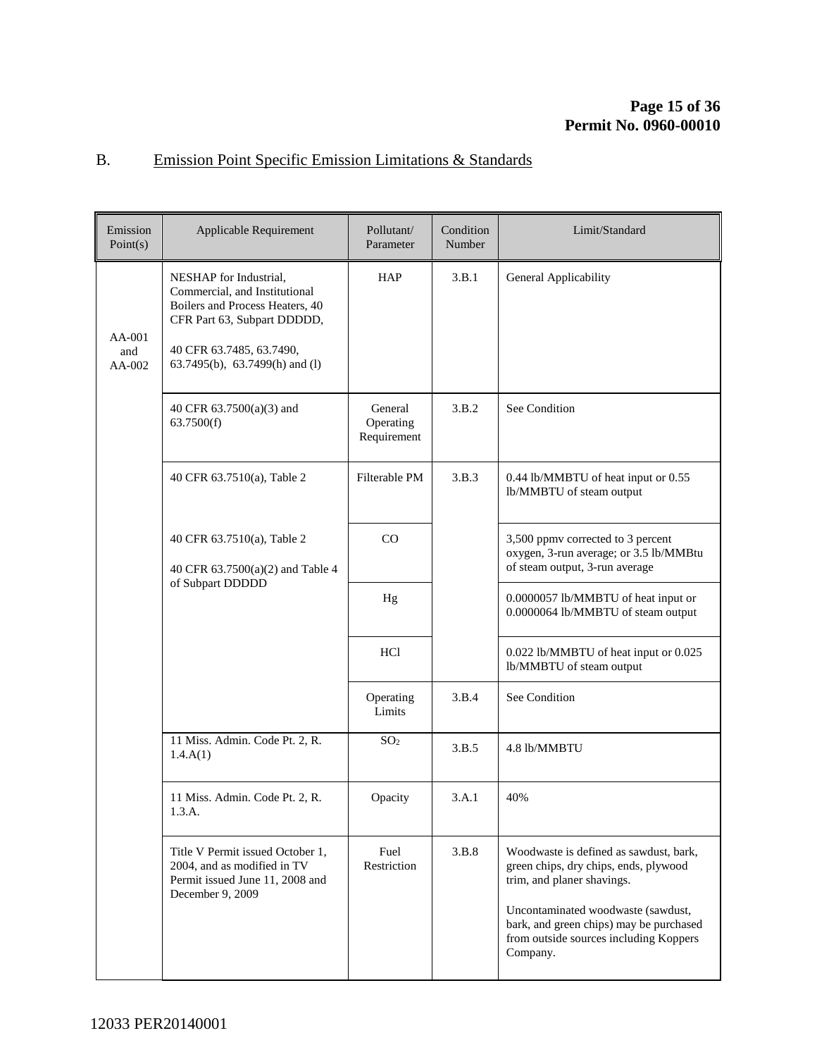B. Emission Point Specific Emission Limitations & Standards

| Emission Point(s) | Applicable Requirement | Pollutant/ Parameter | Condition Number | Limit/Standard |
|---|---|---|---|---|
| AA-001 and AA-002 | NESHAP for Industrial, Commercial, and Institutional Boilers and Process Heaters, 40 CFR Part 63, Subpart DDDDD, 40 CFR 63.7485, 63.7490, 63.7495(b), 63.7499(h) and (l) | HAP | 3.B.1 | General Applicability |
| | 40 CFR 63.7500(a)(3) and 63.7500(f) | General Operating Requirement | 3.B.2 | See Condition |
| | 40 CFR 63.7510(a), Table 2 | Filterable PM | 3.B.3 | 0.44 lb/MMBTU of heat input or 0.55 lb/MMBTU of steam output |
| | 40 CFR 63.7510(a), Table 2; 40 CFR 63.7500(a)(2) and Table 4 of Subpart DDDDD | CO | | 3,500 ppmv corrected to 3 percent oxygen, 3-run average; or 3.5 lb/MMBtu of steam output, 3-run average |
| | | Hg | | 0.0000057 lb/MMBTU of heat input or 0.0000064 lb/MMBTU of steam output |
| | | HCl | | 0.022 lb/MMBTU of heat input or 0.025 lb/MMBTU of steam output |
| | | Operating Limits | 3.B.4 | See Condition |
| | 11 Miss. Admin. Code Pt. 2, R. 1.4.A(1) | $SO_2$ | 3.B.5 | 4.8 lb/MMBTU |
| | 11 Miss. Admin. Code Pt. 2, R. 1.3.A. | Opacity | 3.A.1 | 40% |
| | Title V Permit issued October 1, 2004, and as modified in TV Permit issued June 11, 2008 and December 9, 2009 | Fuel Restriction | 3.B.8 | Woodwaste is defined as sawdust, bark, green chips, dry chips, ends, plywood trim, and planer shavings. Uncontaminated woodwaste (sawdust, bark, and green chips) may be purchased from outside sources including Koppers Company. |

12033 PER20140001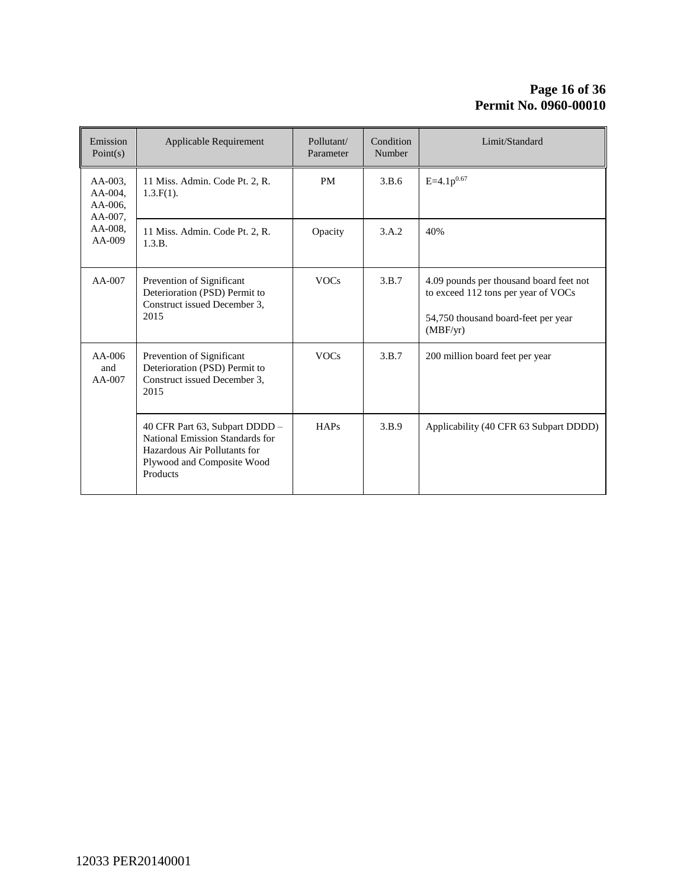| Emission Point(s) | Applicable Requirement | Pollutant/ Parameter | Condition Number | Limit/Standard |
|---|---|---|---|---|
| AA-003, AA-004, AA-006, AA-007, AA-008, AA-009 | 11 Miss. Admin. Code Pt. 2, R. 1.3.F(1). | PM | 3.B.6 | $E=4.1p^{0.67}$ |
| | 11 Miss. Admin. Code Pt. 2, R. 1.3.B. | Opacity | 3.A.2 | 40% |
| AA-007 | Prevention of Significant Deterioration (PSD) Permit to Construct issued December 3, 2015 | VOCs | 3.B.7 | 4.09 pounds per thousand board feet not to exceed 112 tons per year of VOCs<br><br>54,750 thousand board-feet per year (MBF/yr) |
| AA-006 and AA-007 | Prevention of Significant Deterioration (PSD) Permit to Construct issued December 3, 2015 | VOCs | 3.B.7 | 200 million board feet per year |
| | 40 CFR Part 63, Subpart DDDD – National Emission Standards for Hazardous Air Pollutants for Plywood and Composite Wood Products | HAPs | 3.B.9 | Applicability (40 CFR 63 Subpart DDDD) |

12033 PER20140001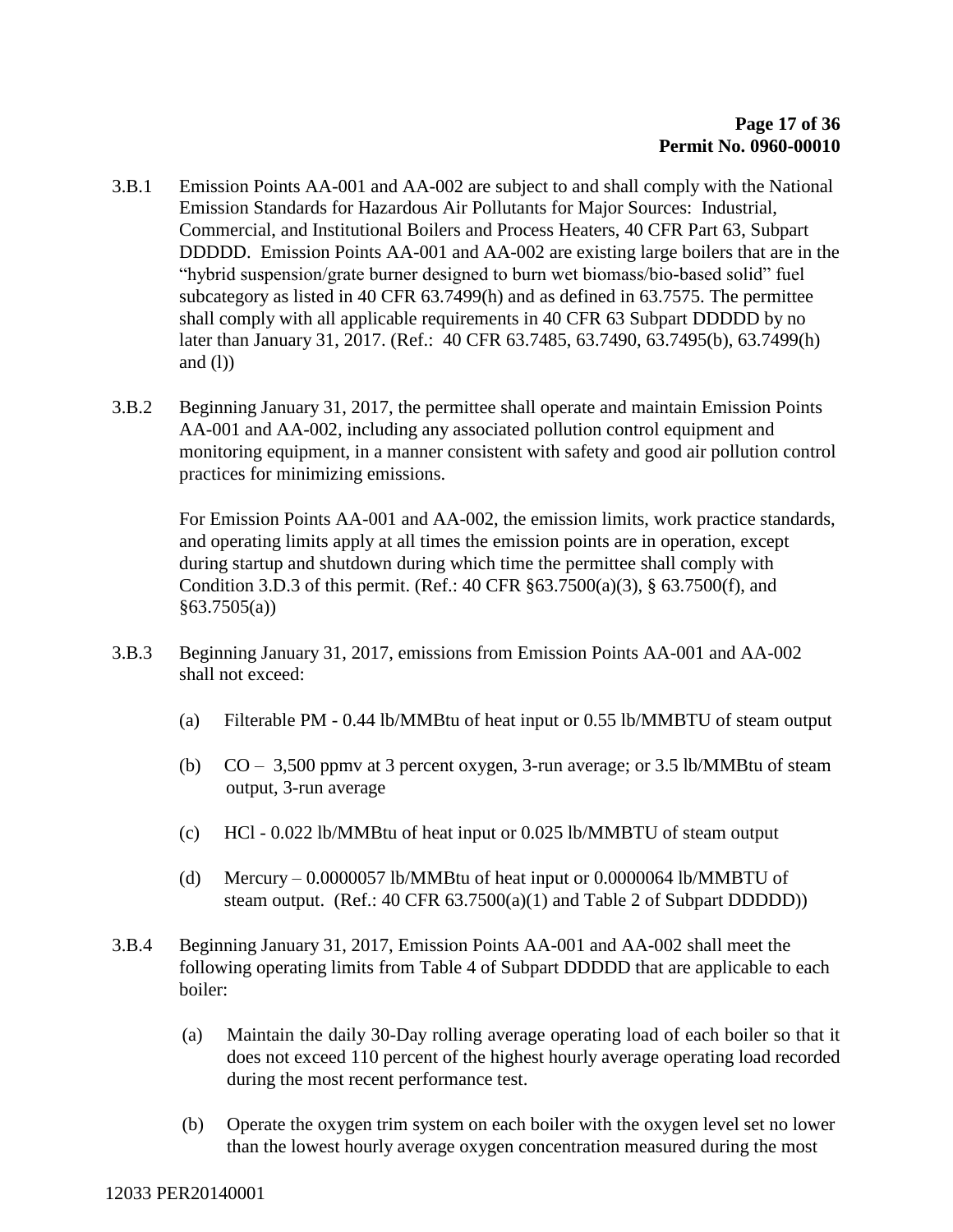3.B.1 Emission Points AA-001 and AA-002 are subject to and shall comply with the National Emission Standards for Hazardous Air Pollutants for Major Sources: Industrial, Commercial, and Institutional Boilers and Process Heaters, 40 CFR Part 63, Subpart DDDDD. Emission Points AA-001 and AA-002 are existing large boilers that are in the "hybrid suspension/grate burner designed to burn wet biomass/bio-based solid" fuel subcategory as listed in 40 CFR 63.7499(h) and as defined in 63.7575. The permittee shall comply with all applicable requirements in 40 CFR 63 Subpart DDDDD by no later than January 31, 2017. (Ref.: 40 CFR 63.7485, 63.7490, 63.7495(b), 63.7499(h) and (l))

3.B.2 Beginning January 31, 2017, the permittee shall operate and maintain Emission Points AA-001 and AA-002, including any associated pollution control equipment and monitoring equipment, in a manner consistent with safety and good air pollution control practices for minimizing emissions.

For Emission Points AA-001 and AA-002, the emission limits, work practice standards, and operating limits apply at all times the emission points are in operation, except during startup and shutdown during which time the permittee shall comply with Condition 3.D.3 of this permit. (Ref.: 40 CFR §63.7500(a)(3), § 63.7500(f), and §63.7505(a))

3.B.3 Beginning January 31, 2017, emissions from Emission Points AA-001 and AA-002 shall not exceed:

(a) Filterable PM - 0.44 lb/MMBtu of heat input or 0.55 lb/MMBTU of steam output

(b) CO – 3,500 ppmv at 3 percent oxygen, 3-run average; or 3.5 lb/MMBtu of steam output, 3-run average

(c) HCl - 0.022 lb/MMBtu of heat input or 0.025 lb/MMBTU of steam output

(d) Mercury – 0.0000057 lb/MMBtu of heat input or 0.0000064 lb/MMBTU of steam output. (Ref.: 40 CFR 63.7500(a)(1) and Table 2 of Subpart DDDDD))

3.B.4 Beginning January 31, 2017, Emission Points AA-001 and AA-002 shall meet the following operating limits from Table 4 of Subpart DDDDD that are applicable to each boiler:

(a) Maintain the daily 30-Day rolling average operating load of each boiler so that it does not exceed 110 percent of the highest hourly average operating load recorded during the most recent performance test.

(b) Operate the oxygen trim system on each boiler with the oxygen level set no lower than the lowest hourly average oxygen concentration measured during the most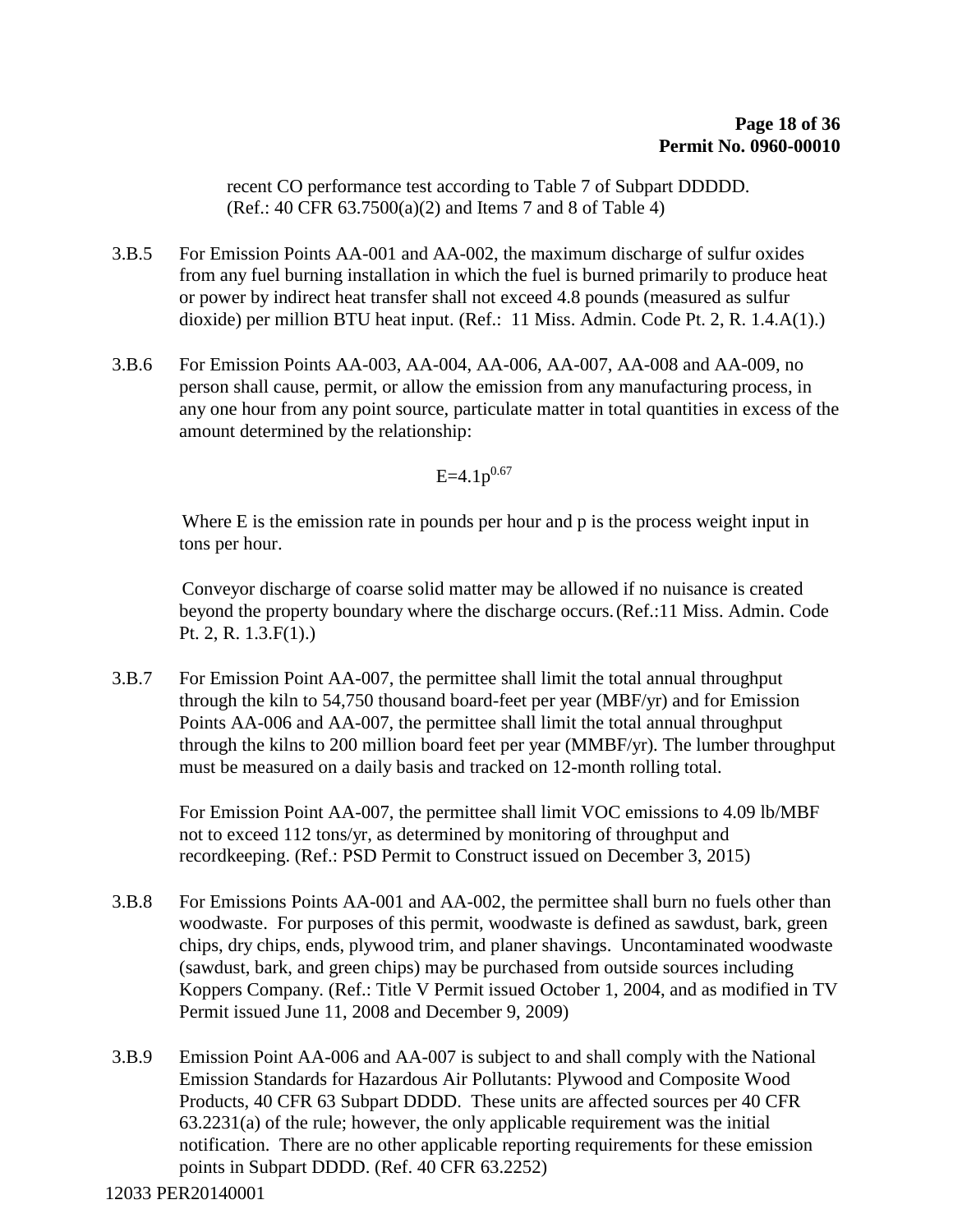recent CO performance test according to Table 7 of Subpart DDDDD. (Ref.: 40 CFR 63.7500(a)(2) and Items 7 and 8 of Table 4)

3.B.5 For Emission Points AA-001 and AA-002, the maximum discharge of sulfur oxides from any fuel burning installation in which the fuel is burned primarily to produce heat or power by indirect heat transfer shall not exceed 4.8 pounds (measured as sulfur dioxide) per million BTU heat input. (Ref.: 11 Miss. Admin. Code Pt. 2, R. 1.4.A(1).)

3.B.6 For Emission Points AA-003, AA-004, AA-006, AA-007, AA-008 and AA-009, no person shall cause, permit, or allow the emission from any manufacturing process, in any one hour from any point source, particulate matter in total quantities in excess of the amount determined by the relationship:

$$E=4.1p^{0.67}$$

Where E is the emission rate in pounds per hour and p is the process weight input in tons per hour.

Conveyor discharge of coarse solid matter may be allowed if no nuisance is created beyond the property boundary where the discharge occurs. (Ref.:11 Miss. Admin. Code Pt. 2, R. 1.3.F(1).)

3.B.7 For Emission Point AA-007, the permittee shall limit the total annual throughput through the kiln to 54,750 thousand board-feet per year (MBF/yr) and for Emission Points AA-006 and AA-007, the permittee shall limit the total annual throughput through the kilns to 200 million board feet per year (MMBF/yr). The lumber throughput must be measured on a daily basis and tracked on 12-month rolling total.

For Emission Point AA-007, the permittee shall limit VOC emissions to 4.09 lb/MBF not to exceed 112 tons/yr, as determined by monitoring of throughput and recordkeeping. (Ref.: PSD Permit to Construct issued on December 3, 2015)

3.B.8 For Emissions Points AA-001 and AA-002, the permittee shall burn no fuels other than woodwaste. For purposes of this permit, woodwaste is defined as sawdust, bark, green chips, dry chips, ends, plywood trim, and planer shavings. Uncontaminated woodwaste (sawdust, bark, and green chips) may be purchased from outside sources including Koppers Company. (Ref.: Title V Permit issued October 1, 2004, and as modified in TV Permit issued June 11, 2008 and December 9, 2009)

3.B.9 Emission Point AA-006 and AA-007 is subject to and shall comply with the National Emission Standards for Hazardous Air Pollutants: Plywood and Composite Wood Products, 40 CFR 63 Subpart DDDD. These units are affected sources per 40 CFR 63.2231(a) of the rule; however, the only applicable requirement was the initial notification. There are no other applicable reporting requirements for these emission points in Subpart DDDD. (Ref. 40 CFR 63.2252)

12033 PER20140001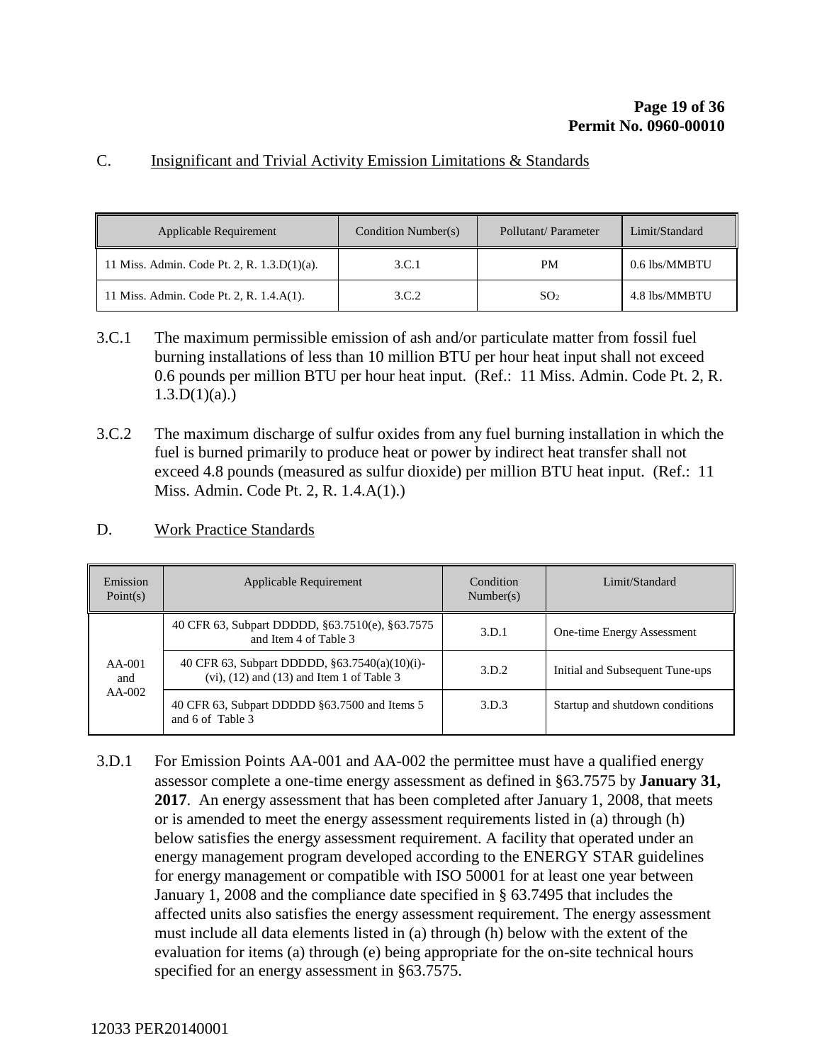## C. Insignificant and Trivial Activity Emission Limitations & Standards

| Applicable Requirement | Condition Number(s) | Pollutant/ Parameter | Limit/Standard |
|---|---|---|---|
| 11 Miss. Admin. Code Pt. 2, R. 1.3.D(1)(a). | 3.C.1 | PM | 0.6 lbs/MMBTU |
| 11 Miss. Admin. Code Pt. 2, R. 1.4.A(1). | 3.C.2 | $SO_2$ | 4.8 lbs/MMBTU |

3.C.1 The maximum permissible emission of ash and/or particulate matter from fossil fuel burning installations of less than 10 million BTU per hour heat input shall not exceed 0.6 pounds per million BTU per hour heat input. (Ref.: 11 Miss. Admin. Code Pt. 2, R. 1.3.D(1)(a).)

3.C.2 The maximum discharge of sulfur oxides from any fuel burning installation in which the fuel is burned primarily to produce heat or power by indirect heat transfer shall not exceed 4.8 pounds (measured as sulfur dioxide) per million BTU heat input. (Ref.: 11 Miss. Admin. Code Pt. 2, R. 1.4.A(1).)

## D. Work Practice Standards

| Emission Point(s) | Applicable Requirement | Condition Number(s) | Limit/Standard |
|---|---|---|---|
| AA-001 and AA-002 | 40 CFR 63, Subpart DDDDD, §63.7510(e), §63.7575 and Item 4 of Table 3 | 3.D.1 | One-time Energy Assessment |
| | 40 CFR 63, Subpart DDDDD, §63.7540(a)(10)(i)-(vi), (12) and (13) and Item 1 of Table 3 | 3.D.2 | Initial and Subsequent Tune-ups |
| | 40 CFR 63, Subpart DDDDD §63.7500 and Items 5 and 6 of Table 3 | 3.D.3 | Startup and shutdown conditions |

3.D.1 For Emission Points AA-001 and AA-002 the permittee must have a qualified energy assessor complete a one-time energy assessment as defined in §63.7575 by **January 31, 2017**. An energy assessment that has been completed after January 1, 2008, that meets or is amended to meet the energy assessment requirements listed in (a) through (h) below satisfies the energy assessment requirement. A facility that operated under an energy management program developed according to the ENERGY STAR guidelines for energy management or compatible with ISO 50001 for at least one year between January 1, 2008 and the compliance date specified in § 63.7495 that includes the affected units also satisfies the energy assessment requirement. The energy assessment must include all data elements listed in (a) through (h) below with the extent of the evaluation for items (a) through (e) being appropriate for the on-site technical hours specified for an energy assessment in §63.7575.

12033 PER20140001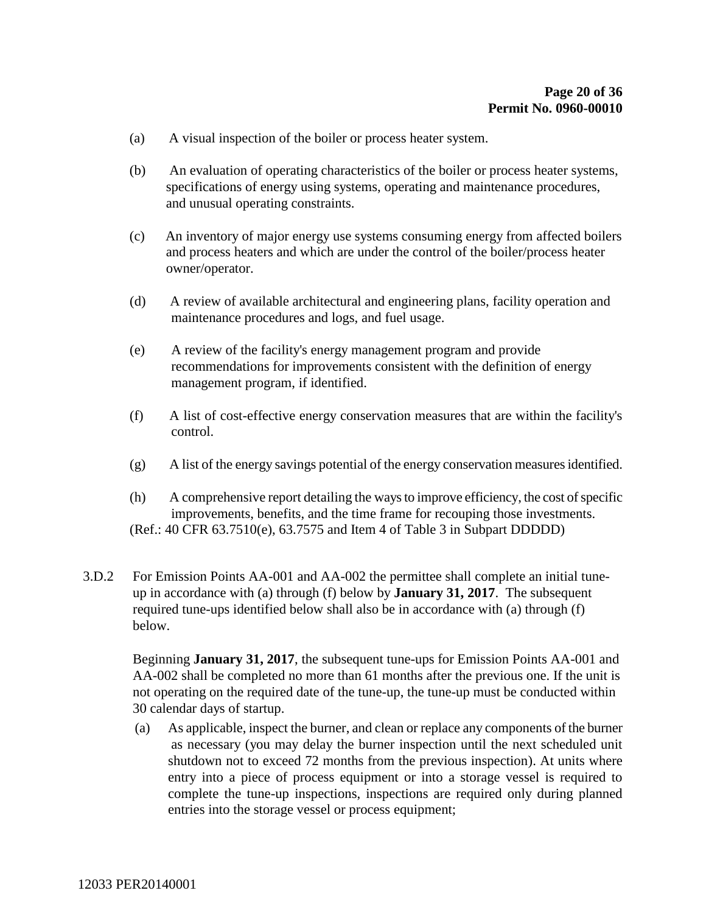(a) A visual inspection of the boiler or process heater system.

(b) An evaluation of operating characteristics of the boiler or process heater systems, specifications of energy using systems, operating and maintenance procedures, and unusual operating constraints.

(c) An inventory of major energy use systems consuming energy from affected boilers and process heaters and which are under the control of the boiler/process heater owner/operator.

(d) A review of available architectural and engineering plans, facility operation and maintenance procedures and logs, and fuel usage.

(e) A review of the facility's energy management program and provide recommendations for improvements consistent with the definition of energy management program, if identified.

(f) A list of cost-effective energy conservation measures that are within the facility's control.

(g) A list of the energy savings potential of the energy conservation measures identified.

(h) A comprehensive report detailing the ways to improve efficiency, the cost of specific improvements, benefits, and the time frame for recouping those investments.

(Ref.: 40 CFR 63.7510(e), 63.7575 and Item 4 of Table 3 in Subpart DDDDD)

3.D.2 For Emission Points AA-001 and AA-002 the permittee shall complete an initial tune-up in accordance with (a) through (f) below by **January 31, 2017**. The subsequent required tune-ups identified below shall also be in accordance with (a) through (f) below.

Beginning **January 31, 2017**, the subsequent tune-ups for Emission Points AA-001 and AA-002 shall be completed no more than 61 months after the previous one. If the unit is not operating on the required date of the tune-up, the tune-up must be conducted within 30 calendar days of startup.

(a) As applicable, inspect the burner, and clean or replace any components of the burner as necessary (you may delay the burner inspection until the next scheduled unit shutdown not to exceed 72 months from the previous inspection). At units where entry into a piece of process equipment or into a storage vessel is required to complete the tune-up inspections, inspections are required only during planned entries into the storage vessel or process equipment;

12033 PER20140001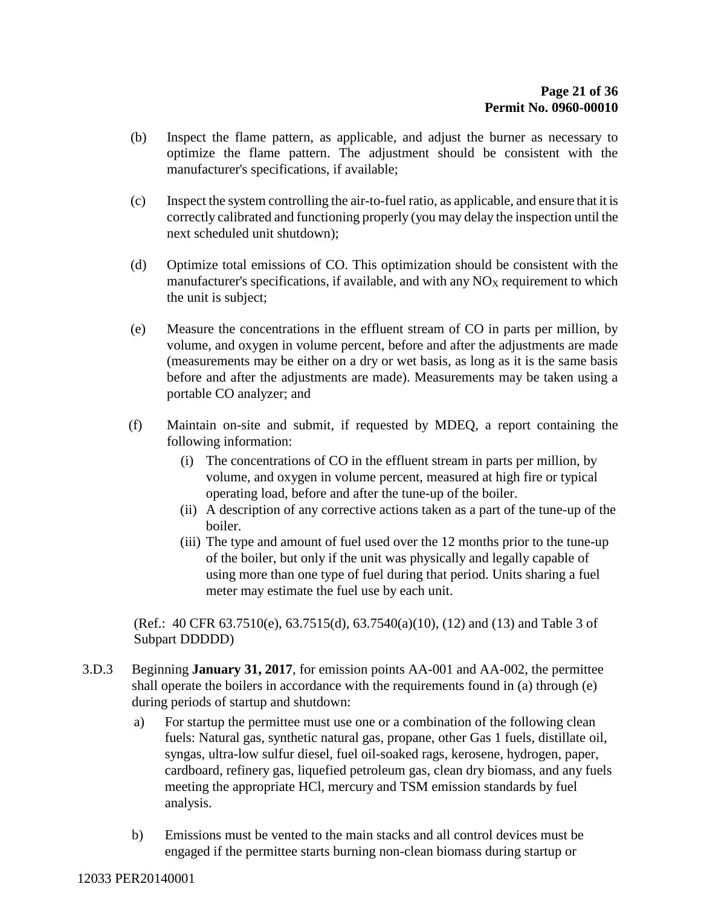(b) Inspect the flame pattern, as applicable, and adjust the burner as necessary to optimize the flame pattern. The adjustment should be consistent with the manufacturer's specifications, if available;

(c) Inspect the system controlling the air-to-fuel ratio, as applicable, and ensure that it is correctly calibrated and functioning properly (you may delay the inspection until the next scheduled unit shutdown);

(d) Optimize total emissions of CO. This optimization should be consistent with the manufacturer's specifications, if available, and with any $NO_X$ requirement to which the unit is subject;

(e) Measure the concentrations in the effluent stream of CO in parts per million, by volume, and oxygen in volume percent, before and after the adjustments are made (measurements may be either on a dry or wet basis, as long as it is the same basis before and after the adjustments are made). Measurements may be taken using a portable CO analyzer; and

(f) Maintain on-site and submit, if requested by MDEQ, a report containing the following information:

   (i) The concentrations of CO in the effluent stream in parts per million, by volume, and oxygen in volume percent, measured at high fire or typical operating load, before and after the tune-up of the boiler.

   (ii) A description of any corrective actions taken as a part of the tune-up of the boiler.

   (iii) The type and amount of fuel used over the 12 months prior to the tune-up of the boiler, but only if the unit was physically and legally capable of using more than one type of fuel during that period. Units sharing a fuel meter may estimate the fuel use by each unit.

(Ref.: 40 CFR 63.7510(e), 63.7515(d), 63.7540(a)(10), (12) and (13) and Table 3 of Subpart DDDDD)

3.D.3 Beginning **January 31, 2017**, for emission points AA-001 and AA-002, the permittee shall operate the boilers in accordance with the requirements found in (a) through (e) during periods of startup and shutdown:

a) For startup the permittee must use one or a combination of the following clean fuels: Natural gas, synthetic natural gas, propane, other Gas 1 fuels, distillate oil, syngas, ultra-low sulfur diesel, fuel oil-soaked rags, kerosene, hydrogen, paper, cardboard, refinery gas, liquefied petroleum gas, clean dry biomass, and any fuels meeting the appropriate HCl, mercury and TSM emission standards by fuel analysis.

b) Emissions must be vented to the main stacks and all control devices must be engaged if the permittee starts burning non-clean biomass during startup or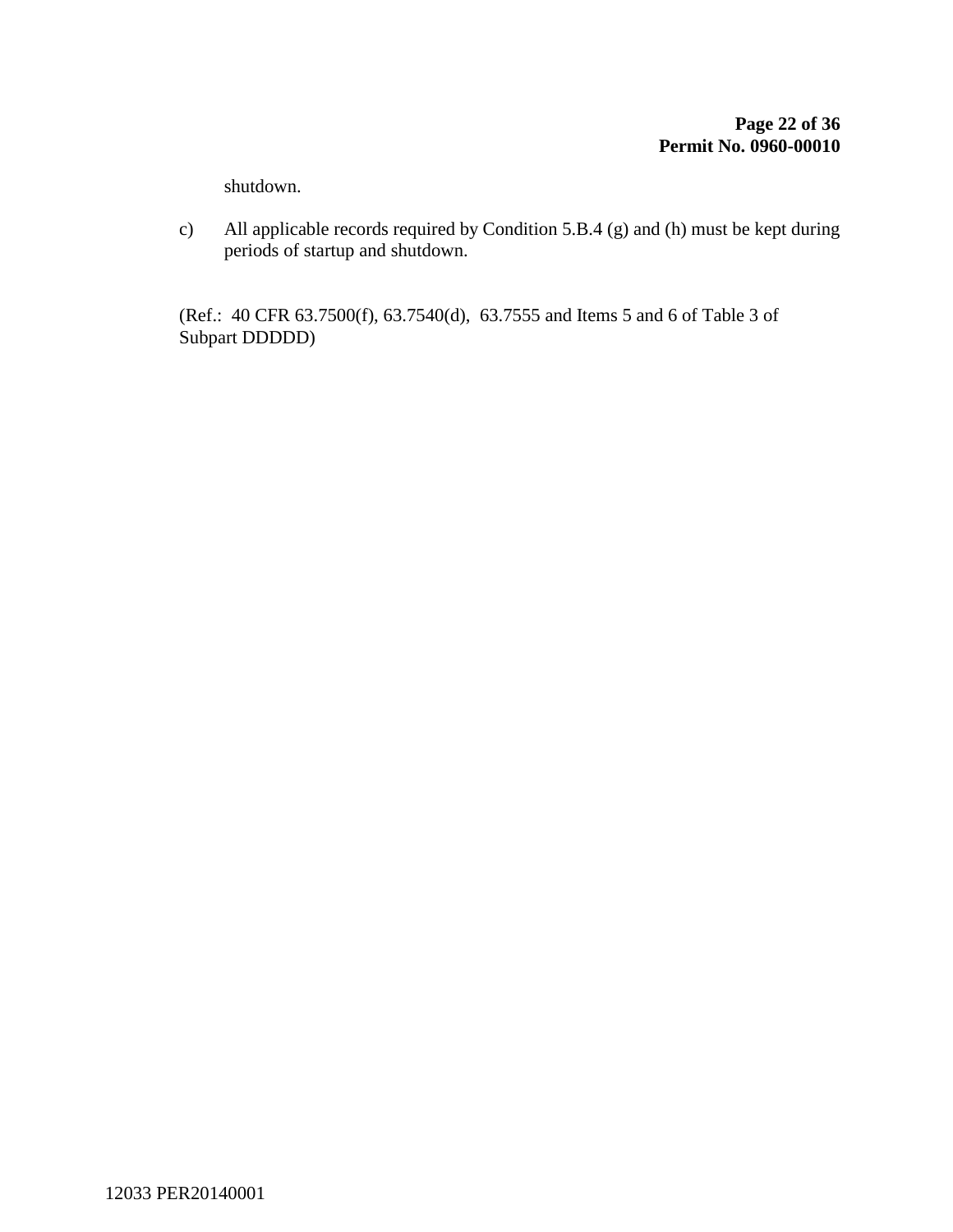shutdown.

c) All applicable records required by Condition 5.B.4 (g) and (h) must be kept during periods of startup and shutdown.

(Ref.: 40 CFR 63.7500(f), 63.7540(d), 63.7555 and Items 5 and 6 of Table 3 of Subpart DDDDD)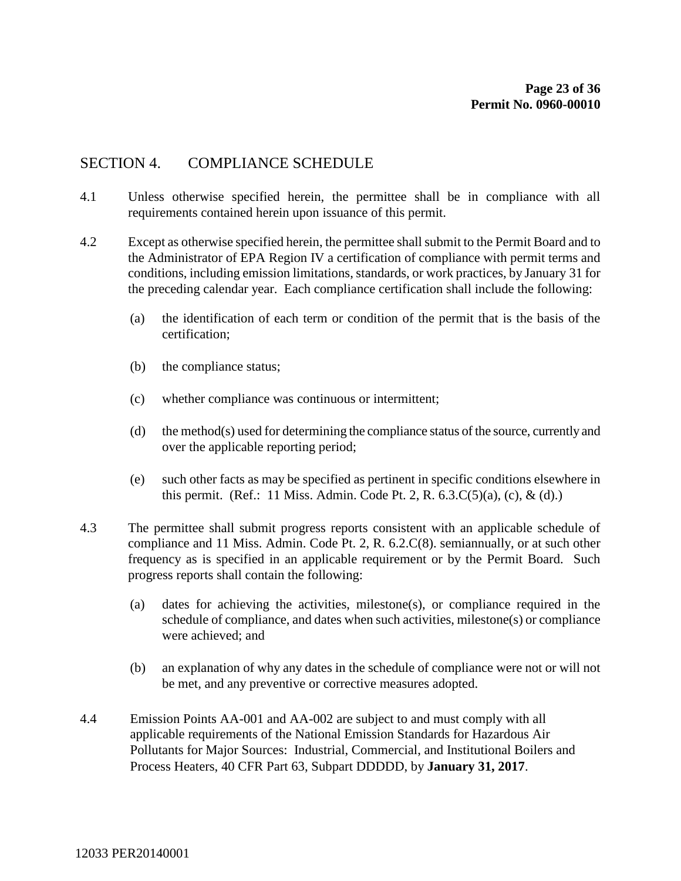## SECTION 4. COMPLIANCE SCHEDULE

4.1 Unless otherwise specified herein, the permittee shall be in compliance with all requirements contained herein upon issuance of this permit.

4.2 Except as otherwise specified herein, the permittee shall submit to the Permit Board and to the Administrator of EPA Region IV a certification of compliance with permit terms and conditions, including emission limitations, standards, or work practices, by January 31 for the preceding calendar year. Each compliance certification shall include the following:

(a) the identification of each term or condition of the permit that is the basis of the certification;

(b) the compliance status;

(c) whether compliance was continuous or intermittent;

(d) the method(s) used for determining the compliance status of the source, currently and over the applicable reporting period;

(e) such other facts as may be specified as pertinent in specific conditions elsewhere in this permit. (Ref.: 11 Miss. Admin. Code Pt. 2, R. 6.3.C(5)(a), (c), & (d).)

4.3 The permittee shall submit progress reports consistent with an applicable schedule of compliance and 11 Miss. Admin. Code Pt. 2, R. 6.2.C(8). semiannually, or at such other frequency as is specified in an applicable requirement or by the Permit Board. Such progress reports shall contain the following:

(a) dates for achieving the activities, milestone(s), or compliance required in the schedule of compliance, and dates when such activities, milestone(s) or compliance were achieved; and

(b) an explanation of why any dates in the schedule of compliance were not or will not be met, and any preventive or corrective measures adopted.

4.4 Emission Points AA-001 and AA-002 are subject to and must comply with all applicable requirements of the National Emission Standards for Hazardous Air Pollutants for Major Sources: Industrial, Commercial, and Institutional Boilers and Process Heaters, 40 CFR Part 63, Subpart DDDDD, by **January 31, 2017**.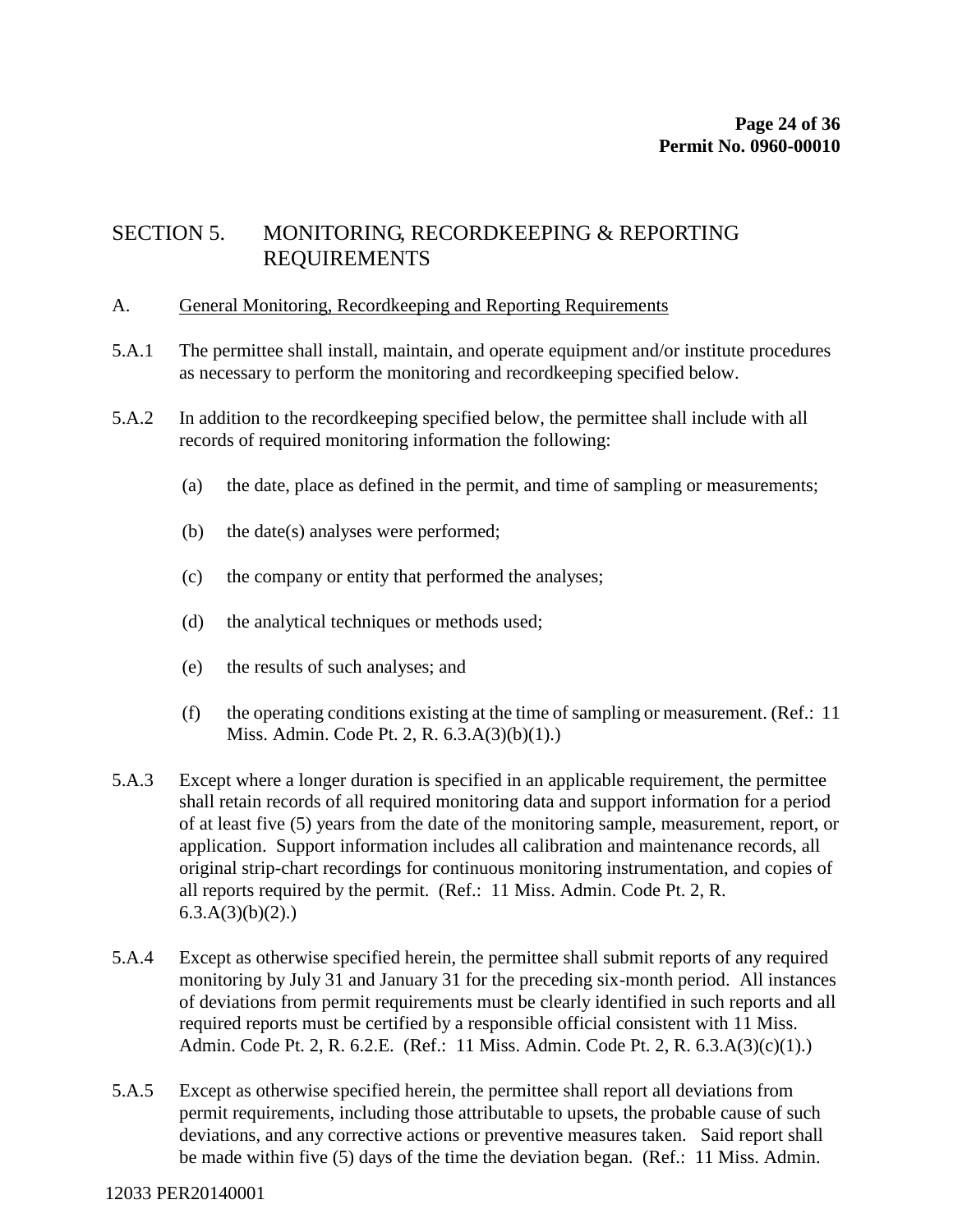## SECTION 5. MONITORING, RECORDKEEPING & REPORTING REQUIREMENTS

A. General Monitoring, Recordkeeping and Reporting Requirements

5.A.1 The permittee shall install, maintain, and operate equipment and/or institute procedures as necessary to perform the monitoring and recordkeeping specified below.

5.A.2 In addition to the recordkeeping specified below, the permittee shall include with all records of required monitoring information the following:

(a) the date, place as defined in the permit, and time of sampling or measurements;

(b) the date(s) analyses were performed;

(c) the company or entity that performed the analyses;

(d) the analytical techniques or methods used;

(e) the results of such analyses; and

(f) the operating conditions existing at the time of sampling or measurement. (Ref.: 11 Miss. Admin. Code Pt. 2, R. 6.3.A(3)(b)(1).)

5.A.3 Except where a longer duration is specified in an applicable requirement, the permittee shall retain records of all required monitoring data and support information for a period of at least five (5) years from the date of the monitoring sample, measurement, report, or application. Support information includes all calibration and maintenance records, all original strip-chart recordings for continuous monitoring instrumentation, and copies of all reports required by the permit. (Ref.: 11 Miss. Admin. Code Pt. 2, R. 6.3.A(3)(b)(2).)

5.A.4 Except as otherwise specified herein, the permittee shall submit reports of any required monitoring by July 31 and January 31 for the preceding six-month period. All instances of deviations from permit requirements must be clearly identified in such reports and all required reports must be certified by a responsible official consistent with 11 Miss. Admin. Code Pt. 2, R. 6.2.E. (Ref.: 11 Miss. Admin. Code Pt. 2, R. 6.3.A(3)(c)(1).)

5.A.5 Except as otherwise specified herein, the permittee shall report all deviations from permit requirements, including those attributable to upsets, the probable cause of such deviations, and any corrective actions or preventive measures taken. Said report shall be made within five (5) days of the time the deviation began. (Ref.: 11 Miss. Admin.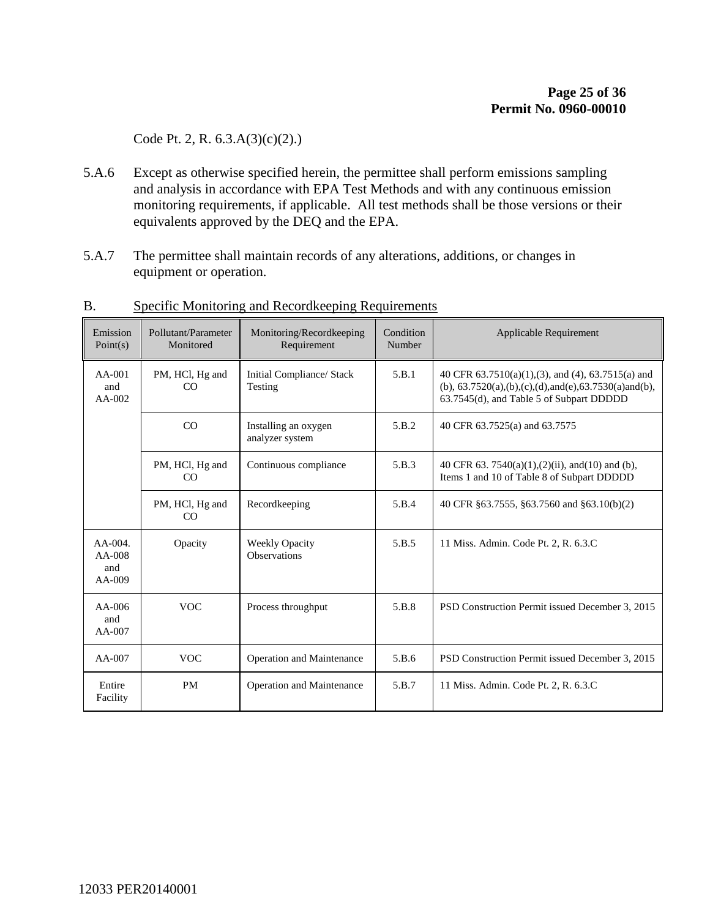Code Pt. 2, R. 6.3.A(3)(c)(2).)

5.A.6 Except as otherwise specified herein, the permittee shall perform emissions sampling and analysis in accordance with EPA Test Methods and with any continuous emission monitoring requirements, if applicable. All test methods shall be those versions or their equivalents approved by the DEQ and the EPA.

5.A.7 The permittee shall maintain records of any alterations, additions, or changes in equipment or operation.

B. Specific Monitoring and Recordkeeping Requirements

| Emission Point(s) | Pollutant/Parameter Monitored | Monitoring/Recordkeeping Requirement | Condition Number | Applicable Requirement |
|---|---|---|---|---|
| AA-001 and AA-002 | PM, HCl, Hg and CO | Initial Compliance/ Stack Testing | 5.B.1 | 40 CFR 63.7510(a)(1),(3), and (4), 63.7515(a) and (b), 63.7520(a),(b),(c),(d),and(e),63.7530(a)and(b), 63.7545(d), and Table 5 of Subpart DDDDD |
| | CO | Installing an oxygen analyzer system | 5.B.2 | 40 CFR 63.7525(a) and 63.7575 |
| | PM, HCl, Hg and CO | Continuous compliance | 5.B.3 | 40 CFR 63. 7540(a)(1),(2)(ii), and(10) and (b), Items 1 and 10 of Table 8 of Subpart DDDDD |
| | PM, HCl, Hg and CO | Recordkeeping | 5.B.4 | 40 CFR §63.7555, §63.7560 and §63.10(b)(2) |
| AA-004. AA-008 and AA-009 | Opacity | Weekly Opacity Observations | 5.B.5 | 11 Miss. Admin. Code Pt. 2, R. 6.3.C |
| AA-006 and AA-007 | VOC | Process throughput | 5.B.8 | PSD Construction Permit issued December 3, 2015 |
| AA-007 | VOC | Operation and Maintenance | 5.B.6 | PSD Construction Permit issued December 3, 2015 |
| Entire Facility | PM | Operation and Maintenance | 5.B.7 | 11 Miss. Admin. Code Pt. 2, R. 6.3.C |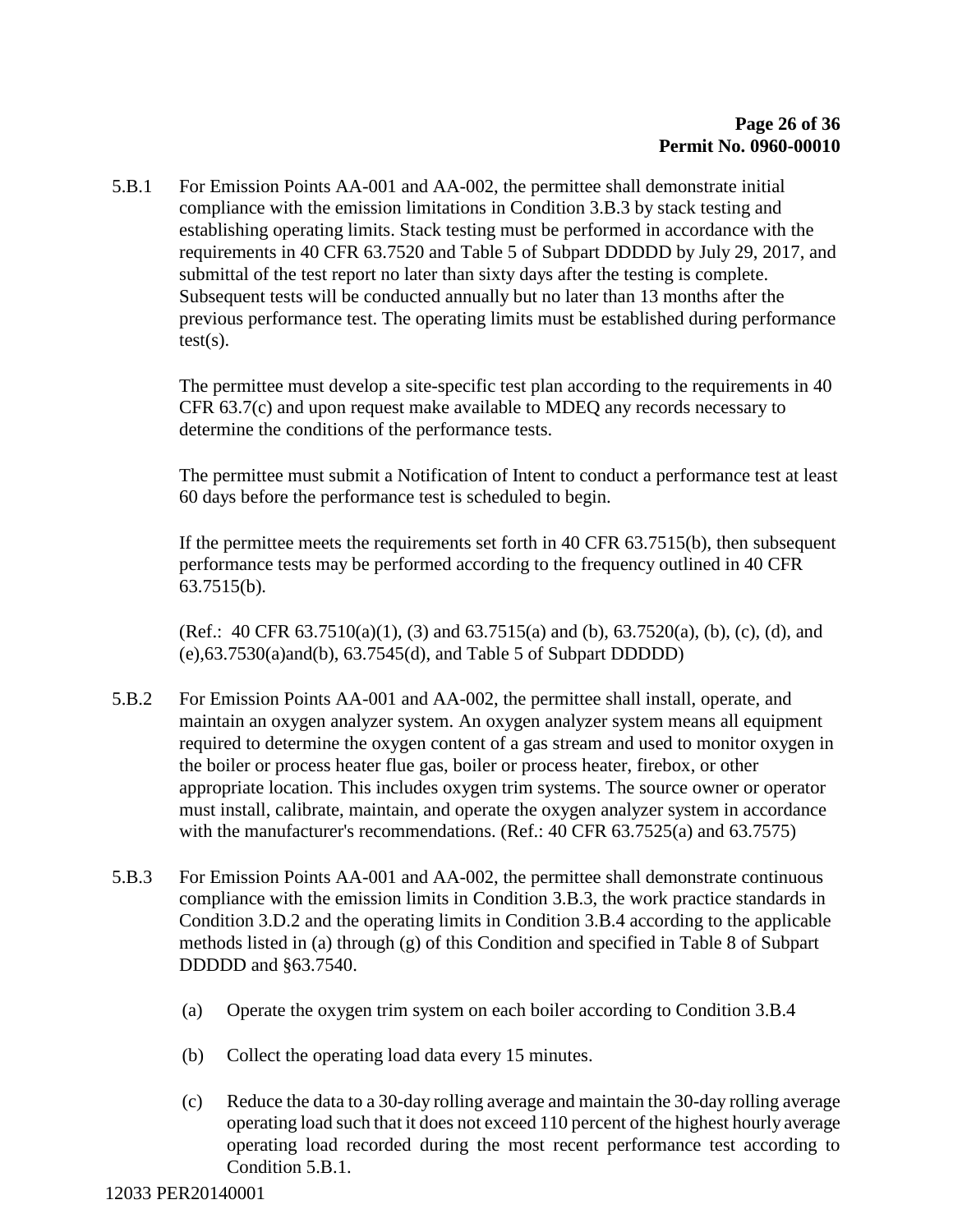5.B.1 For Emission Points AA-001 and AA-002, the permittee shall demonstrate initial compliance with the emission limitations in Condition 3.B.3 by stack testing and establishing operating limits. Stack testing must be performed in accordance with the requirements in 40 CFR 63.7520 and Table 5 of Subpart DDDDD by July 29, 2017, and submittal of the test report no later than sixty days after the testing is complete. Subsequent tests will be conducted annually but no later than 13 months after the previous performance test. The operating limits must be established during performance test(s).

The permittee must develop a site-specific test plan according to the requirements in 40 CFR 63.7(c) and upon request make available to MDEQ any records necessary to determine the conditions of the performance tests.

The permittee must submit a Notification of Intent to conduct a performance test at least 60 days before the performance test is scheduled to begin.

If the permittee meets the requirements set forth in 40 CFR 63.7515(b), then subsequent performance tests may be performed according to the frequency outlined in 40 CFR 63.7515(b).

(Ref.: 40 CFR 63.7510(a)(1), (3) and 63.7515(a) and (b), 63.7520(a), (b), (c), (d), and (e),63.7530(a)and(b), 63.7545(d), and Table 5 of Subpart DDDDD)

5.B.2 For Emission Points AA-001 and AA-002, the permittee shall install, operate, and maintain an oxygen analyzer system. An oxygen analyzer system means all equipment required to determine the oxygen content of a gas stream and used to monitor oxygen in the boiler or process heater flue gas, boiler or process heater, firebox, or other appropriate location. This includes oxygen trim systems. The source owner or operator must install, calibrate, maintain, and operate the oxygen analyzer system in accordance with the manufacturer's recommendations. (Ref.: 40 CFR 63.7525(a) and 63.7575)

5.B.3 For Emission Points AA-001 and AA-002, the permittee shall demonstrate continuous compliance with the emission limits in Condition 3.B.3, the work practice standards in Condition 3.D.2 and the operating limits in Condition 3.B.4 according to the applicable methods listed in (a) through (g) of this Condition and specified in Table 8 of Subpart DDDDD and §63.7540.

(a) Operate the oxygen trim system on each boiler according to Condition 3.B.4

(b) Collect the operating load data every 15 minutes.

(c) Reduce the data to a 30-day rolling average and maintain the 30-day rolling average operating load such that it does not exceed 110 percent of the highest hourly average operating load recorded during the most recent performance test according to Condition 5.B.1.

12033 PER20140001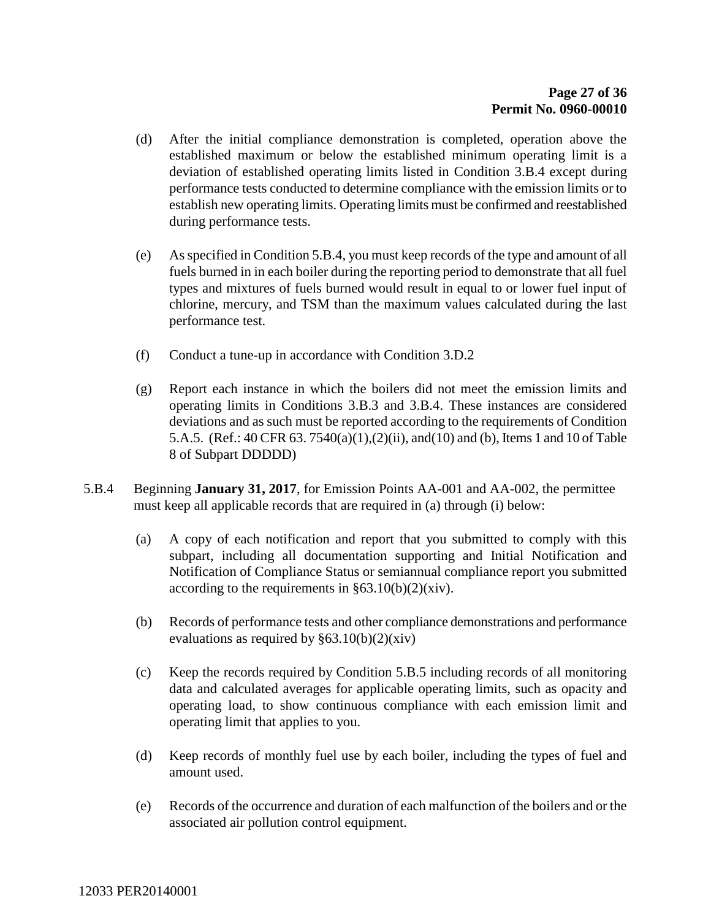(d) After the initial compliance demonstration is completed, operation above the established maximum or below the established minimum operating limit is a deviation of established operating limits listed in Condition 3.B.4 except during performance tests conducted to determine compliance with the emission limits or to establish new operating limits. Operating limits must be confirmed and reestablished during performance tests.

(e) As specified in Condition 5.B.4, you must keep records of the type and amount of all fuels burned in in each boiler during the reporting period to demonstrate that all fuel types and mixtures of fuels burned would result in equal to or lower fuel input of chlorine, mercury, and TSM than the maximum values calculated during the last performance test.

(f) Conduct a tune-up in accordance with Condition 3.D.2

(g) Report each instance in which the boilers did not meet the emission limits and operating limits in Conditions 3.B.3 and 3.B.4. These instances are considered deviations and as such must be reported according to the requirements of Condition 5.A.5. (Ref.: 40 CFR 63. 7540(a)(1),(2)(ii), and(10) and (b), Items 1 and 10 of Table 8 of Subpart DDDDD)

5.B.4 Beginning **January 31, 2017**, for Emission Points AA-001 and AA-002, the permittee must keep all applicable records that are required in (a) through (i) below:

(a) A copy of each notification and report that you submitted to comply with this subpart, including all documentation supporting and Initial Notification and Notification of Compliance Status or semiannual compliance report you submitted according to the requirements in §63.10(b)(2)(xiv).

(b) Records of performance tests and other compliance demonstrations and performance evaluations as required by §63.10(b)(2)(xiv)

(c) Keep the records required by Condition 5.B.5 including records of all monitoring data and calculated averages for applicable operating limits, such as opacity and operating load, to show continuous compliance with each emission limit and operating limit that applies to you.

(d) Keep records of monthly fuel use by each boiler, including the types of fuel and amount used.

(e) Records of the occurrence and duration of each malfunction of the boilers and or the associated air pollution control equipment.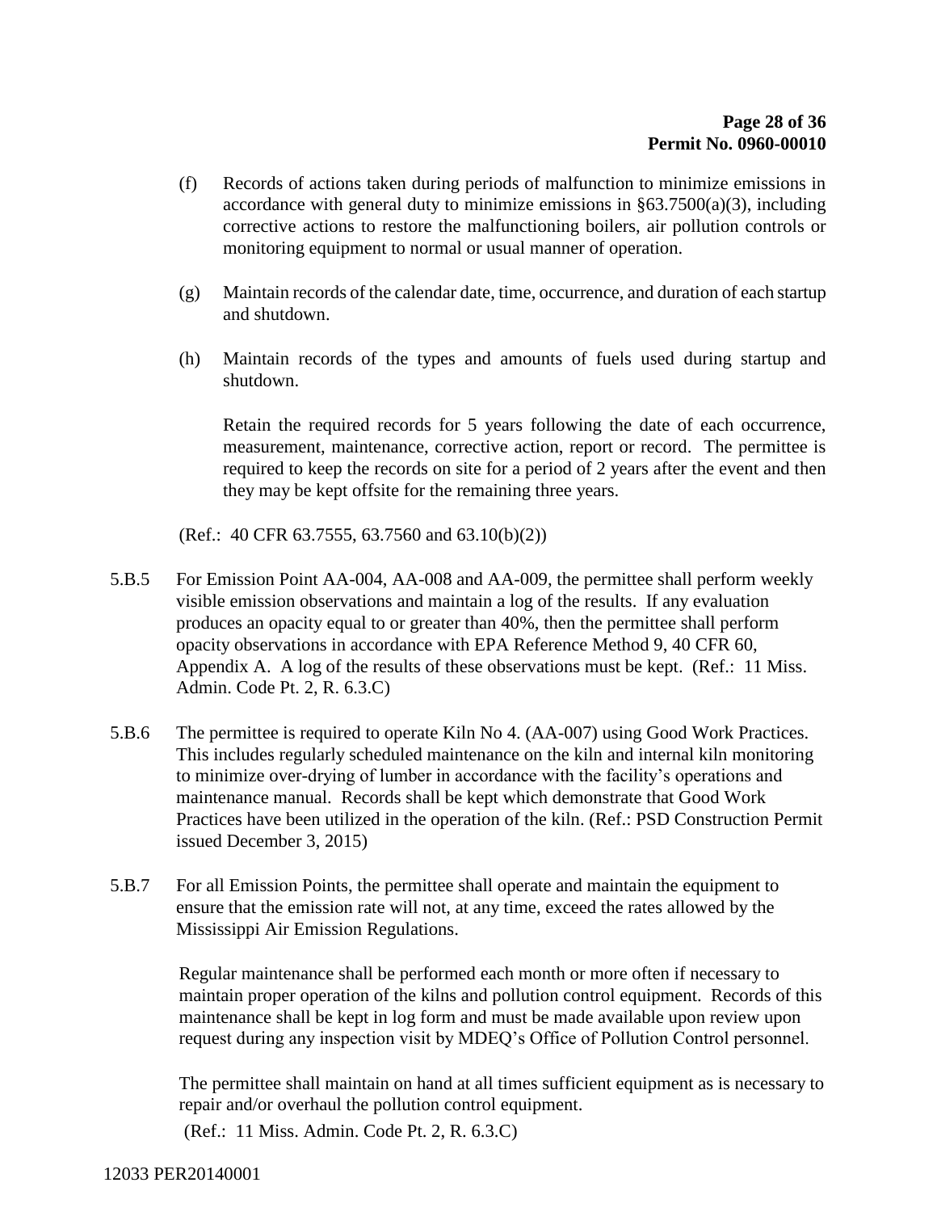(f) Records of actions taken during periods of malfunction to minimize emissions in accordance with general duty to minimize emissions in §63.7500(a)(3), including corrective actions to restore the malfunctioning boilers, air pollution controls or monitoring equipment to normal or usual manner of operation.

(g) Maintain records of the calendar date, time, occurrence, and duration of each startup and shutdown.

(h) Maintain records of the types and amounts of fuels used during startup and shutdown.

Retain the required records for 5 years following the date of each occurrence, measurement, maintenance, corrective action, report or record. The permittee is required to keep the records on site for a period of 2 years after the event and then they may be kept offsite for the remaining three years.

(Ref.: 40 CFR 63.7555, 63.7560 and 63.10(b)(2))

5.B.5 For Emission Point AA-004, AA-008 and AA-009, the permittee shall perform weekly visible emission observations and maintain a log of the results. If any evaluation produces an opacity equal to or greater than 40%, then the permittee shall perform opacity observations in accordance with EPA Reference Method 9, 40 CFR 60, Appendix A. A log of the results of these observations must be kept. (Ref.: 11 Miss. Admin. Code Pt. 2, R. 6.3.C)

5.B.6 The permittee is required to operate Kiln No 4. (AA-007) using Good Work Practices. This includes regularly scheduled maintenance on the kiln and internal kiln monitoring to minimize over-drying of lumber in accordance with the facility's operations and maintenance manual. Records shall be kept which demonstrate that Good Work Practices have been utilized in the operation of the kiln. (Ref.: PSD Construction Permit issued December 3, 2015)

5.B.7 For all Emission Points, the permittee shall operate and maintain the equipment to ensure that the emission rate will not, at any time, exceed the rates allowed by the Mississippi Air Emission Regulations.

Regular maintenance shall be performed each month or more often if necessary to maintain proper operation of the kilns and pollution control equipment. Records of this maintenance shall be kept in log form and must be made available upon review upon request during any inspection visit by MDEQ's Office of Pollution Control personnel.

The permittee shall maintain on hand at all times sufficient equipment as is necessary to repair and/or overhaul the pollution control equipment.

(Ref.: 11 Miss. Admin. Code Pt. 2, R. 6.3.C)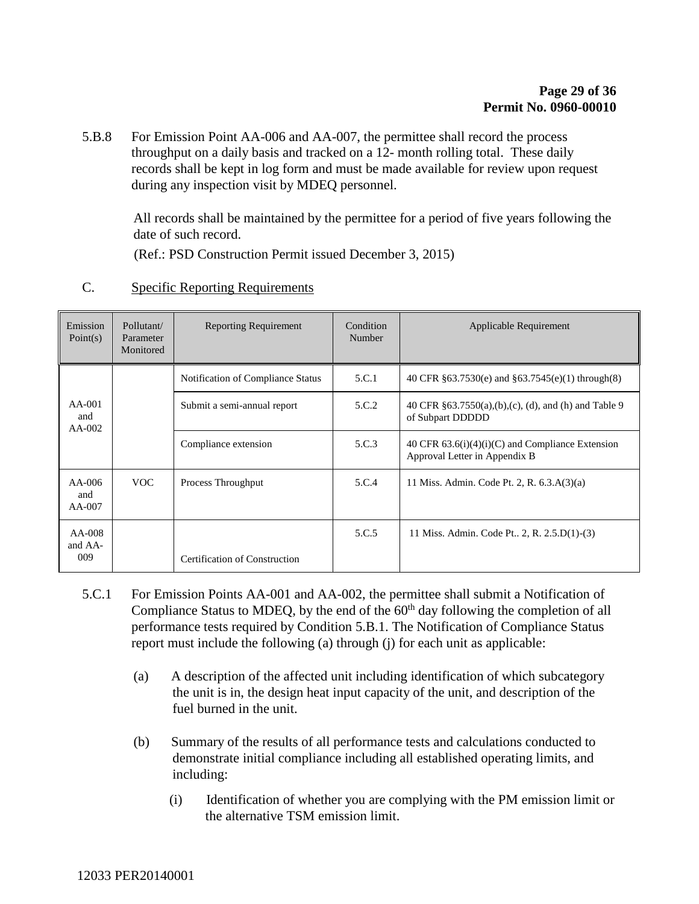5.B.8 For Emission Point AA-006 and AA-007, the permittee shall record the process throughput on a daily basis and tracked on a 12- month rolling total. These daily records shall be kept in log form and must be made available for review upon request during any inspection visit by MDEQ personnel.

All records shall be maintained by the permittee for a period of five years following the date of such record.

(Ref.: PSD Construction Permit issued December 3, 2015)

C. Specific Reporting Requirements

| Emission Point(s) | Pollutant/ Parameter Monitored | Reporting Requirement | Condition Number | Applicable Requirement |
|---|---|---|---|---|
| AA-001 and AA-002 | | Notification of Compliance Status | 5.C.1 | 40 CFR §63.7530(e) and §63.7545(e)(1) through(8) |
| | | Submit a semi-annual report | 5.C.2 | 40 CFR §63.7550(a),(b),(c), (d), and (h) and Table 9 of Subpart DDDDD |
| | | Compliance extension | 5.C.3 | 40 CFR 63.6(i)(4)(i)(C) and Compliance Extension Approval Letter in Appendix B |
| AA-006 and AA-007 | VOC | Process Throughput | 5.C.4 | 11 Miss. Admin. Code Pt. 2, R. 6.3.A(3)(a) |
| AA-008 and AA-009 | | Certification of Construction | 5.C.5 | 11 Miss. Admin. Code Pt.. 2, R. 2.5.D(1)-(3) |

5.C.1 For Emission Points AA-001 and AA-002, the permittee shall submit a Notification of Compliance Status to MDEQ, by the end of the 60th day following the completion of all performance tests required by Condition 5.B.1. The Notification of Compliance Status report must include the following (a) through (j) for each unit as applicable:

(a) A description of the affected unit including identification of which subcategory the unit is in, the design heat input capacity of the unit, and description of the fuel burned in the unit.

(b) Summary of the results of all performance tests and calculations conducted to demonstrate initial compliance including all established operating limits, and including:

(i) Identification of whether you are complying with the PM emission limit or the alternative TSM emission limit.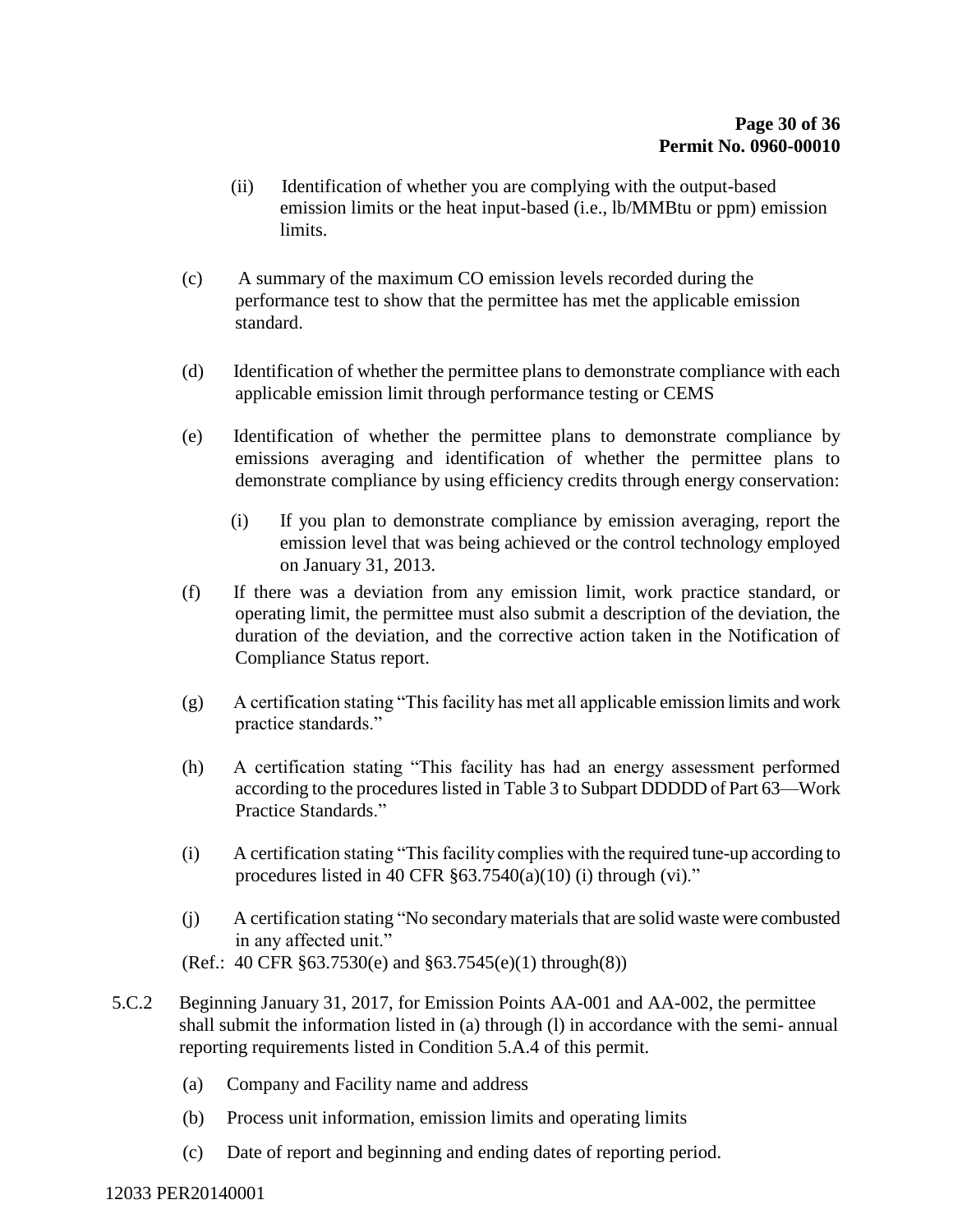(ii) Identification of whether you are complying with the output-based emission limits or the heat input-based (i.e., lb/MMBtu or ppm) emission limits.

(c) A summary of the maximum CO emission levels recorded during the performance test to show that the permittee has met the applicable emission standard.

(d) Identification of whether the permittee plans to demonstrate compliance with each applicable emission limit through performance testing or CEMS

(e) Identification of whether the permittee plans to demonstrate compliance by emissions averaging and identification of whether the permittee plans to demonstrate compliance by using efficiency credits through energy conservation:

(i) If you plan to demonstrate compliance by emission averaging, report the emission level that was being achieved or the control technology employed on January 31, 2013.

(f) If there was a deviation from any emission limit, work practice standard, or operating limit, the permittee must also submit a description of the deviation, the duration of the deviation, and the corrective action taken in the Notification of Compliance Status report.

(g) A certification stating "This facility has met all applicable emission limits and work practice standards."

(h) A certification stating "This facility has had an energy assessment performed according to the procedures listed in Table 3 to Subpart DDDDD of Part 63—Work Practice Standards."

(i) A certification stating "This facility complies with the required tune-up according to procedures listed in 40 CFR §63.7540(a)(10) (i) through (vi)."

(j) A certification stating "No secondary materials that are solid waste were combusted in any affected unit."

(Ref.: 40 CFR §63.7530(e) and §63.7545(e)(1) through(8))

5.C.2 Beginning January 31, 2017, for Emission Points AA-001 and AA-002, the permittee shall submit the information listed in (a) through (l) in accordance with the semi- annual reporting requirements listed in Condition 5.A.4 of this permit.

(a) Company and Facility name and address

(b) Process unit information, emission limits and operating limits

(c) Date of report and beginning and ending dates of reporting period.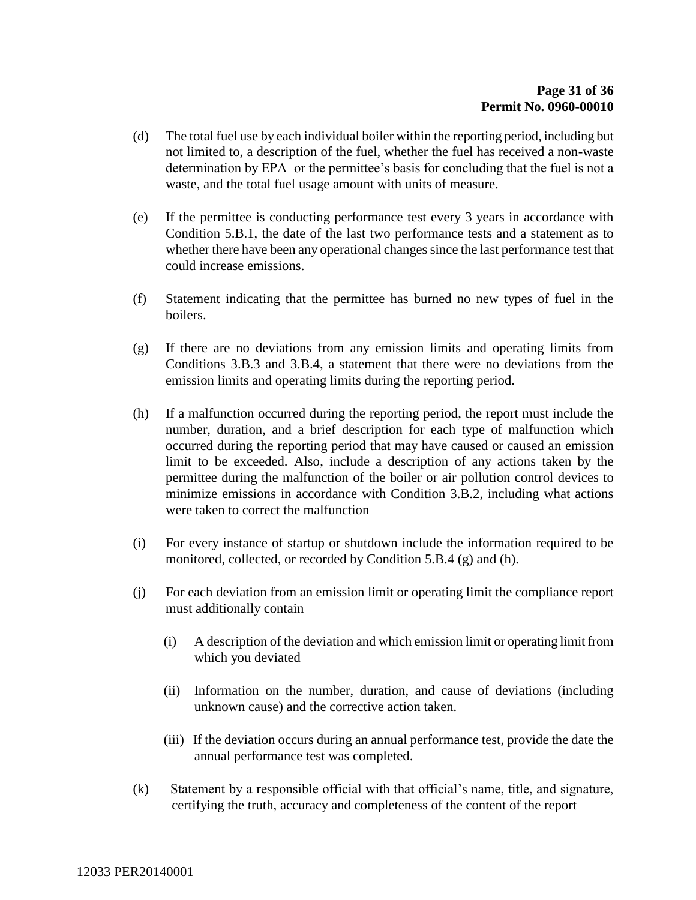(d) The total fuel use by each individual boiler within the reporting period, including but not limited to, a description of the fuel, whether the fuel has received a non-waste determination by EPA or the permittee's basis for concluding that the fuel is not a waste, and the total fuel usage amount with units of measure.

(e) If the permittee is conducting performance test every 3 years in accordance with Condition 5.B.1, the date of the last two performance tests and a statement as to whether there have been any operational changes since the last performance test that could increase emissions.

(f) Statement indicating that the permittee has burned no new types of fuel in the boilers.

(g) If there are no deviations from any emission limits and operating limits from Conditions 3.B.3 and 3.B.4, a statement that there were no deviations from the emission limits and operating limits during the reporting period.

(h) If a malfunction occurred during the reporting period, the report must include the number, duration, and a brief description for each type of malfunction which occurred during the reporting period that may have caused or caused an emission limit to be exceeded. Also, include a description of any actions taken by the permittee during the malfunction of the boiler or air pollution control devices to minimize emissions in accordance with Condition 3.B.2, including what actions were taken to correct the malfunction

(i) For every instance of startup or shutdown include the information required to be monitored, collected, or recorded by Condition 5.B.4 (g) and (h).

(j) For each deviation from an emission limit or operating limit the compliance report must additionally contain

  (i) A description of the deviation and which emission limit or operating limit from which you deviated

  (ii) Information on the number, duration, and cause of deviations (including unknown cause) and the corrective action taken.

  (iii) If the deviation occurs during an annual performance test, provide the date the annual performance test was completed.

(k) Statement by a responsible official with that official's name, title, and signature, certifying the truth, accuracy and completeness of the content of the report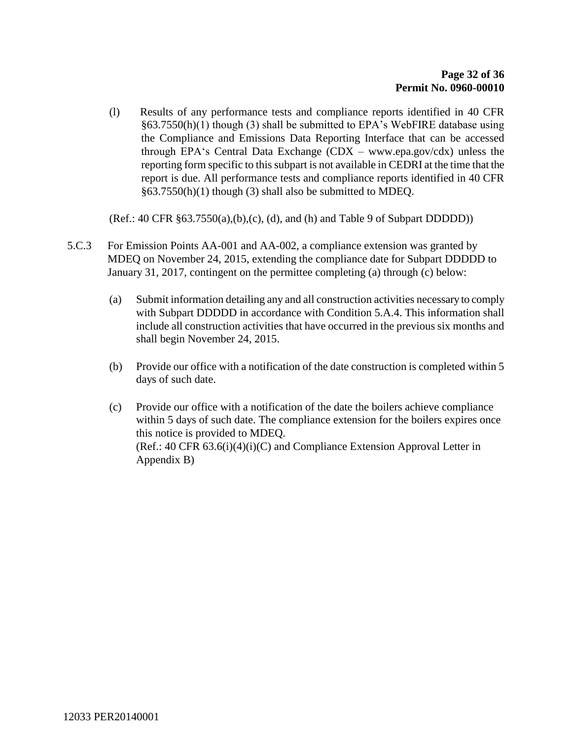(l) Results of any performance tests and compliance reports identified in 40 CFR §63.7550(h)(1) though (3) shall be submitted to EPA's WebFIRE database using the Compliance and Emissions Data Reporting Interface that can be accessed through EPA's Central Data Exchange (CDX – www.epa.gov/cdx) unless the reporting form specific to this subpart is not available in CEDRI at the time that the report is due. All performance tests and compliance reports identified in 40 CFR §63.7550(h)(1) though (3) shall also be submitted to MDEQ.

(Ref.: 40 CFR §63.7550(a),(b),(c), (d), and (h) and Table 9 of Subpart DDDDD))

5.C.3 For Emission Points AA-001 and AA-002, a compliance extension was granted by MDEQ on November 24, 2015, extending the compliance date for Subpart DDDDD to January 31, 2017, contingent on the permittee completing (a) through (c) below:

(a) Submit information detailing any and all construction activities necessary to comply with Subpart DDDDD in accordance with Condition 5.A.4. This information shall include all construction activities that have occurred in the previous six months and shall begin November 24, 2015.

(b) Provide our office with a notification of the date construction is completed within 5 days of such date.

(c) Provide our office with a notification of the date the boilers achieve compliance within 5 days of such date. The compliance extension for the boilers expires once this notice is provided to MDEQ.
(Ref.: 40 CFR 63.6(i)(4)(i)(C) and Compliance Extension Approval Letter in Appendix B)

12033 PER20140001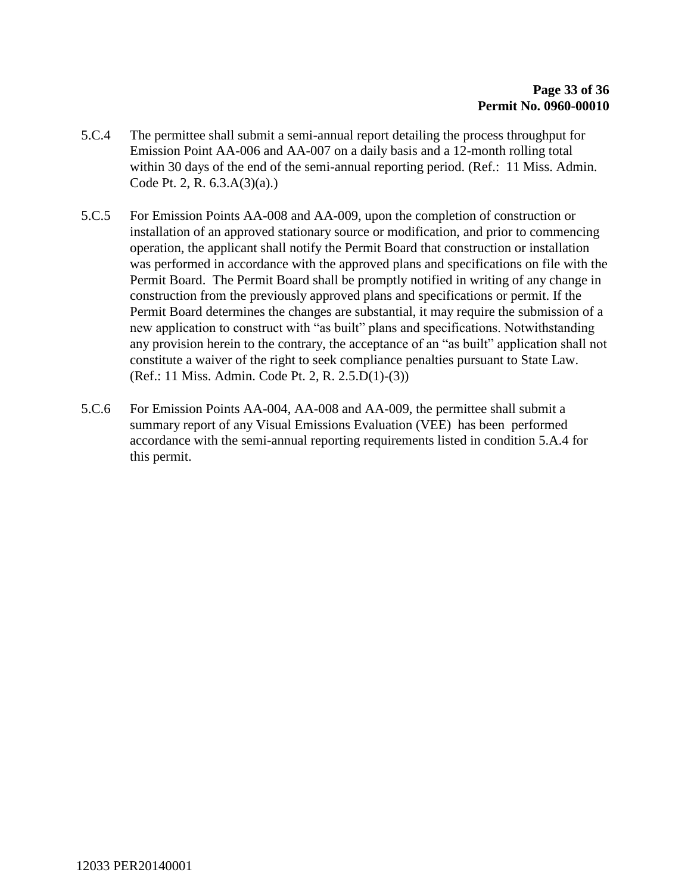5.C.4 The permittee shall submit a semi-annual report detailing the process throughput for Emission Point AA-006 and AA-007 on a daily basis and a 12-month rolling total within 30 days of the end of the semi-annual reporting period. (Ref.: 11 Miss. Admin. Code Pt. 2, R. 6.3.A(3)(a).)

5.C.5 For Emission Points AA-008 and AA-009, upon the completion of construction or installation of an approved stationary source or modification, and prior to commencing operation, the applicant shall notify the Permit Board that construction or installation was performed in accordance with the approved plans and specifications on file with the Permit Board. The Permit Board shall be promptly notified in writing of any change in construction from the previously approved plans and specifications or permit. If the Permit Board determines the changes are substantial, it may require the submission of a new application to construct with "as built" plans and specifications. Notwithstanding any provision herein to the contrary, the acceptance of an "as built" application shall not constitute a waiver of the right to seek compliance penalties pursuant to State Law. (Ref.: 11 Miss. Admin. Code Pt. 2, R. 2.5.D(1)-(3))

5.C.6 For Emission Points AA-004, AA-008 and AA-009, the permittee shall submit a summary report of any Visual Emissions Evaluation (VEE) has been performed accordance with the semi-annual reporting requirements listed in condition 5.A.4 for this permit.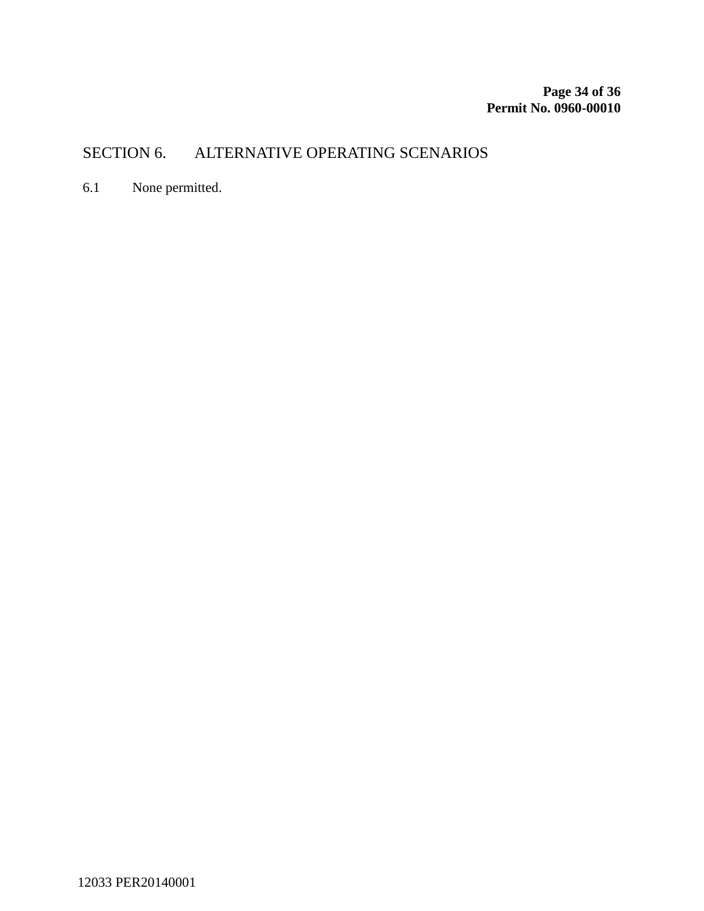# SECTION 6. ALTERNATIVE OPERATING SCENARIOS

6.1 None permitted.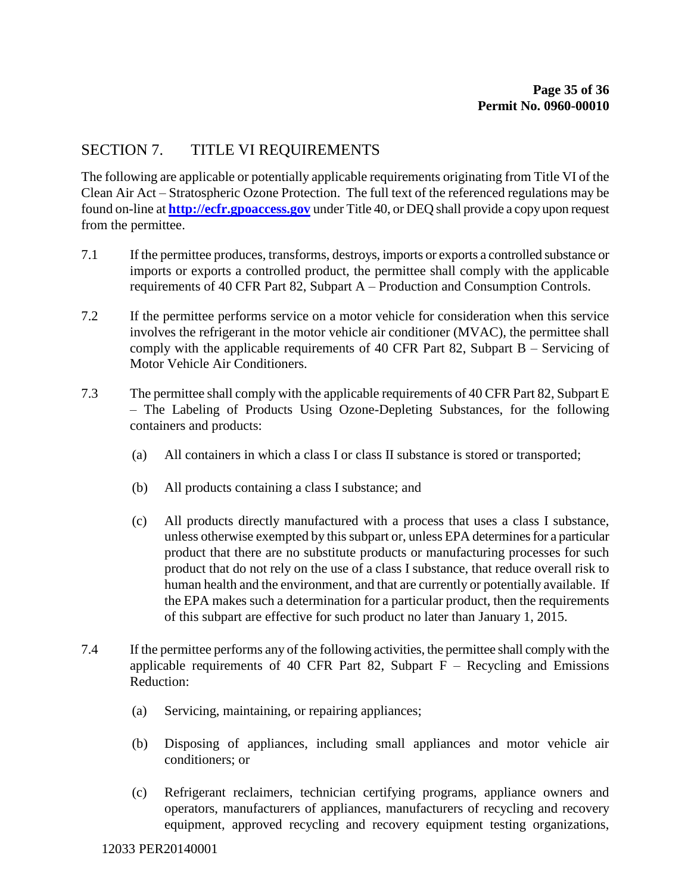## SECTION 7. TITLE VI REQUIREMENTS

The following are applicable or potentially applicable requirements originating from Title VI of the Clean Air Act – Stratospheric Ozone Protection. The full text of the referenced regulations may be found on-line at **http://ecfr.gpoaccess.gov** under Title 40, or DEQ shall provide a copy upon request from the permittee.

7.1 If the permittee produces, transforms, destroys, imports or exports a controlled substance or imports or exports a controlled product, the permittee shall comply with the applicable requirements of 40 CFR Part 82, Subpart A – Production and Consumption Controls.

7.2 If the permittee performs service on a motor vehicle for consideration when this service involves the refrigerant in the motor vehicle air conditioner (MVAC), the permittee shall comply with the applicable requirements of 40 CFR Part 82, Subpart B – Servicing of Motor Vehicle Air Conditioners.

7.3 The permittee shall comply with the applicable requirements of 40 CFR Part 82, Subpart E – The Labeling of Products Using Ozone-Depleting Substances, for the following containers and products:

(a) All containers in which a class I or class II substance is stored or transported;

(b) All products containing a class I substance; and

(c) All products directly manufactured with a process that uses a class I substance, unless otherwise exempted by this subpart or, unless EPA determines for a particular product that there are no substitute products or manufacturing processes for such product that do not rely on the use of a class I substance, that reduce overall risk to human health and the environment, and that are currently or potentially available. If the EPA makes such a determination for a particular product, then the requirements of this subpart are effective for such product no later than January 1, 2015.

7.4 If the permittee performs any of the following activities, the permittee shall comply with the applicable requirements of 40 CFR Part 82, Subpart F – Recycling and Emissions Reduction:

(a) Servicing, maintaining, or repairing appliances;

(b) Disposing of appliances, including small appliances and motor vehicle air conditioners; or

(c) Refrigerant reclaimers, technician certifying programs, appliance owners and operators, manufacturers of appliances, manufacturers of recycling and recovery equipment, approved recycling and recovery equipment testing organizations,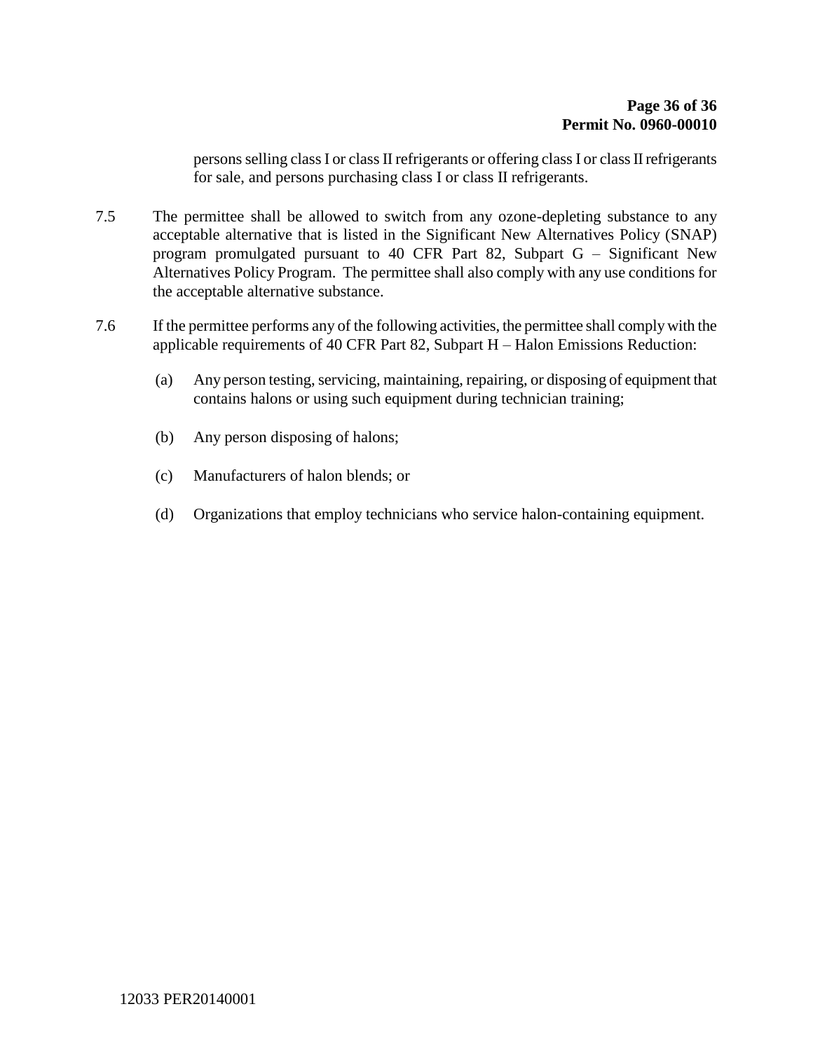persons selling class I or class II refrigerants or offering class I or class II refrigerants for sale, and persons purchasing class I or class II refrigerants.

7.5 The permittee shall be allowed to switch from any ozone-depleting substance to any acceptable alternative that is listed in the Significant New Alternatives Policy (SNAP) program promulgated pursuant to 40 CFR Part 82, Subpart G – Significant New Alternatives Policy Program. The permittee shall also comply with any use conditions for the acceptable alternative substance.

7.6 If the permittee performs any of the following activities, the permittee shall comply with the applicable requirements of 40 CFR Part 82, Subpart H – Halon Emissions Reduction:

(a) Any person testing, servicing, maintaining, repairing, or disposing of equipment that contains halons or using such equipment during technician training;

(b) Any person disposing of halons;

(c) Manufacturers of halon blends; or

(d) Organizations that employ technicians who service halon-containing equipment.

12033 PER20140001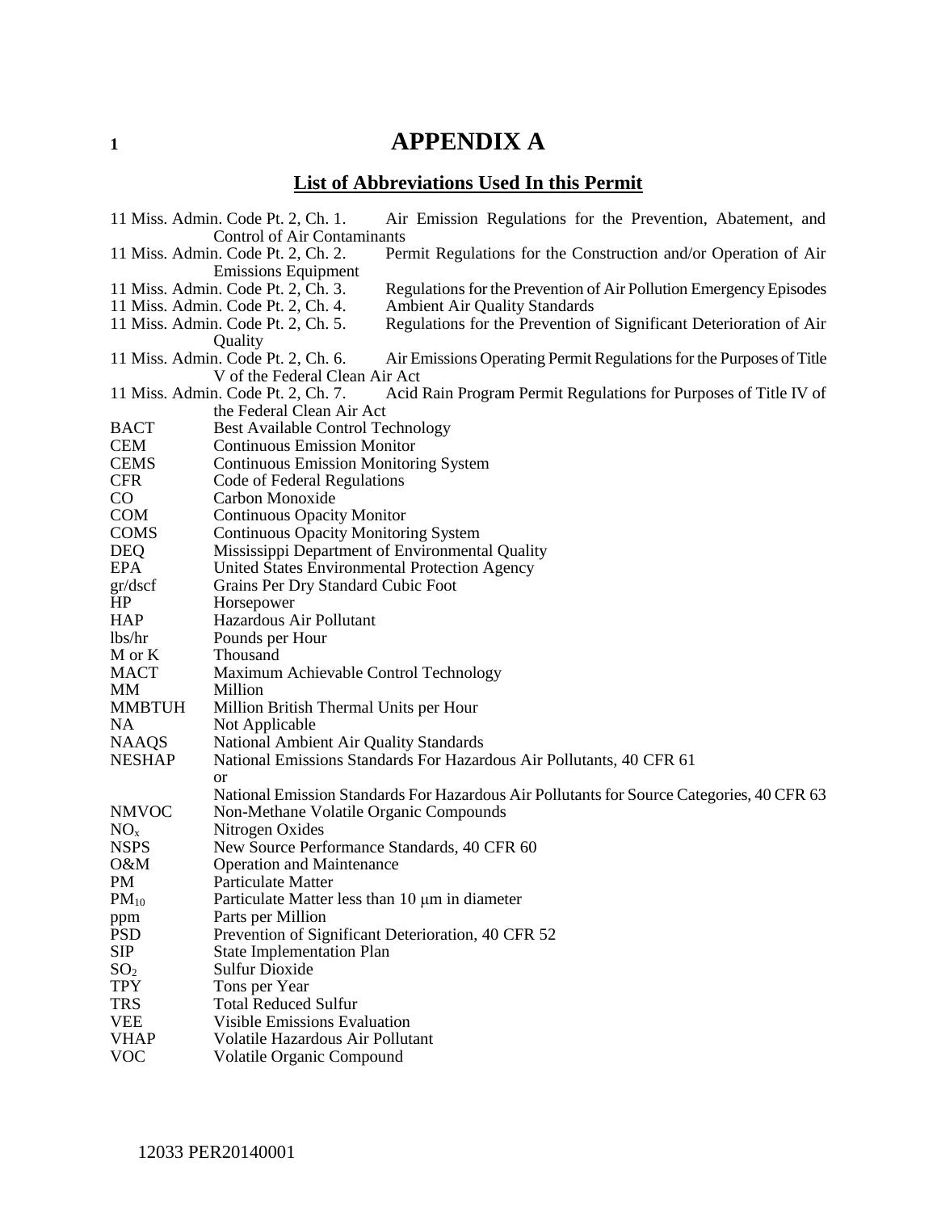# APPENDIX A

## List of Abbreviations Used In this Permit

| | |
|---|---|
| 11 Miss. Admin. Code Pt. 2, Ch. 1. | Air Emission Regulations for the Prevention, Abatement, and Control of Air Contaminants |
| 11 Miss. Admin. Code Pt. 2, Ch. 2. | Permit Regulations for the Construction and/or Operation of Air Emissions Equipment |
| 11 Miss. Admin. Code Pt. 2, Ch. 3. | Regulations for the Prevention of Air Pollution Emergency Episodes |
| 11 Miss. Admin. Code Pt. 2, Ch. 4. | Ambient Air Quality Standards |
| 11 Miss. Admin. Code Pt. 2, Ch. 5. | Regulations for the Prevention of Significant Deterioration of Air Quality |
| 11 Miss. Admin. Code Pt. 2, Ch. 6. | Air Emissions Operating Permit Regulations for the Purposes of Title V of the Federal Clean Air Act |
| 11 Miss. Admin. Code Pt. 2, Ch. 7. | Acid Rain Program Permit Regulations for Purposes of Title IV of the Federal Clean Air Act |
| BACT | Best Available Control Technology |
| CEM | Continuous Emission Monitor |
| CEMS | Continuous Emission Monitoring System |
| CFR | Code of Federal Regulations |
| CO | Carbon Monoxide |
| COM | Continuous Opacity Monitor |
| COMS | Continuous Opacity Monitoring System |
| DEQ | Mississippi Department of Environmental Quality |
| EPA | United States Environmental Protection Agency |
| gr/dscf | Grains Per Dry Standard Cubic Foot |
| HP | Horsepower |
| HAP | Hazardous Air Pollutant |
| lbs/hr | Pounds per Hour |
| M or K | Thousand |
| MACT | Maximum Achievable Control Technology |
| MM | Million |
| MMBTUH | Million British Thermal Units per Hour |
| NA | Not Applicable |
| NAAQS | National Ambient Air Quality Standards |
| NESHAP | National Emissions Standards For Hazardous Air Pollutants, 40 CFR 61 or National Emission Standards For Hazardous Air Pollutants for Source Categories, 40 CFR 63 |
| NMVOC | Non-Methane Volatile Organic Compounds |
| $NO_x$ | Nitrogen Oxides |
| NSPS | New Source Performance Standards, 40 CFR 60 |
| O&M | Operation and Maintenance |
| PM | Particulate Matter |
| $PM_{10}$ | Particulate Matter less than 10 μm in diameter |
| ppm | Parts per Million |
| PSD | Prevention of Significant Deterioration, 40 CFR 52 |
| SIP | State Implementation Plan |
| $SO_2$ | Sulfur Dioxide |
| TPY | Tons per Year |
| TRS | Total Reduced Sulfur |
| VEE | Visible Emissions Evaluation |
| VHAP | Volatile Hazardous Air Pollutant |
| VOC | Volatile Organic Compound |

12033 PER20140001